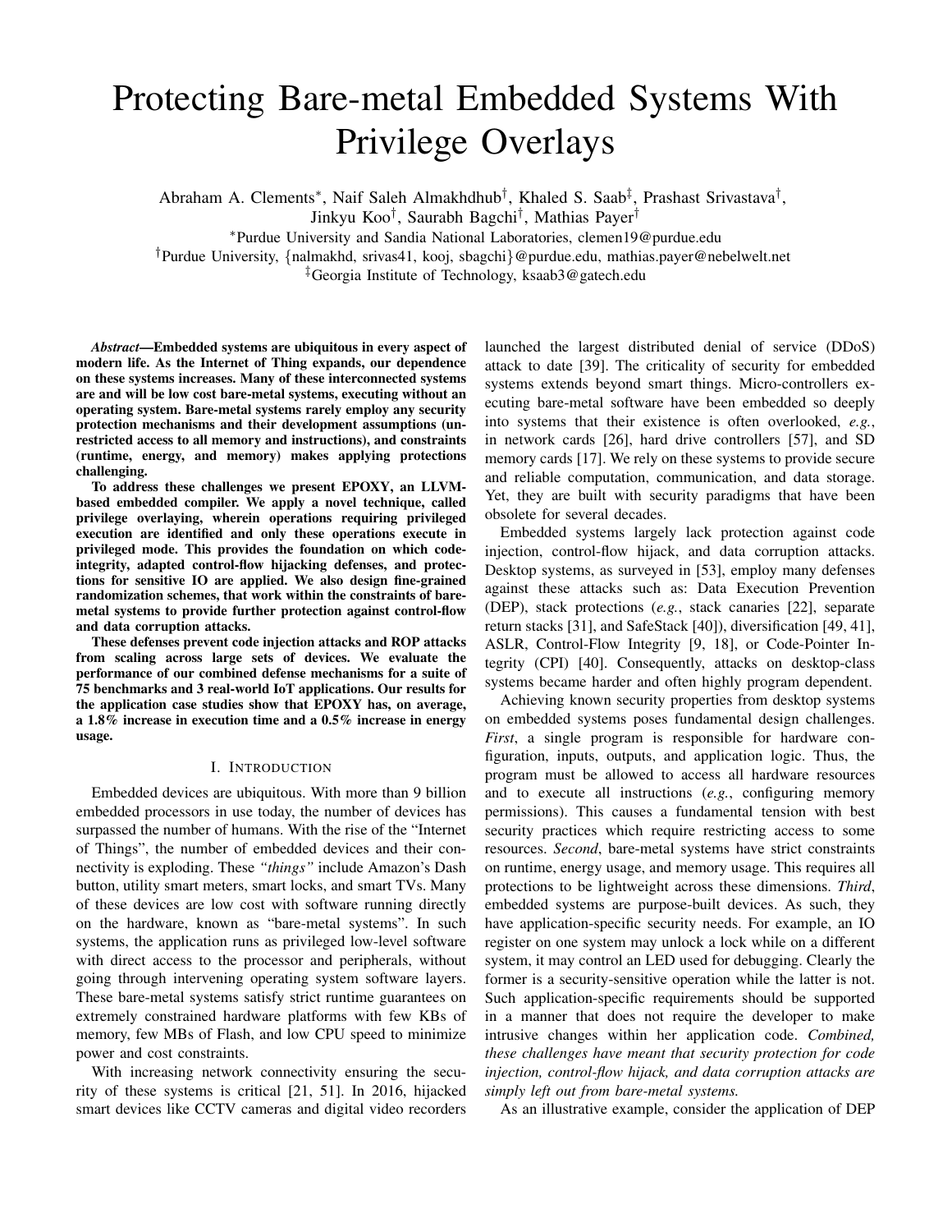# Protecting Bare-metal Embedded Systems With Privilege Overlays

Abraham A. Clements*, Naif Saleh Almakhdhub†, Khaled S. Saab‡, Prashast Srivastava†, Jinkyu Koo†, Saurabh Bagchi†, Mathias Payer†

*Purdue University and Sandia National Laboratories, clemen19@purdue.edu

†Purdue University, {nalmakhd, srivas41, kooj, sbagchi}@purdue.edu, mathias.payer@nebelwelt.net

‡Georgia Institute of Technology, ksaab3@gatech.edu

***Abstract*—Embedded systems are ubiquitous in every aspect of modern life. As the Internet of Thing expands, our dependence on these systems increases. Many of these interconnected systems are and will be low cost bare-metal systems, executing without an operating system. Bare-metal systems rarely employ any security protection mechanisms and their development assumptions (unrestricted access to all memory and instructions), and constraints (runtime, energy, and memory) makes applying protections challenging.**

**To address these challenges we present EPOXY, an LLVM-based embedded compiler. We apply a novel technique, called privilege overlaying, wherein operations requiring privileged execution are identified and only these operations execute in privileged mode. This provides the foundation on which code-integrity, adapted control-flow hijacking defenses, and protections for sensitive IO are applied. We also design fine-grained randomization schemes, that work within the constraints of bare-metal systems to provide further protection against control-flow and data corruption attacks.**

**These defenses prevent code injection attacks and ROP attacks from scaling across large sets of devices. We evaluate the performance of our combined defense mechanisms for a suite of 75 benchmarks and 3 real-world IoT applications. Our results for the application case studies show that EPOXY has, on average, a 1.8% increase in execution time and a 0.5% increase in energy usage.**

## I. Introduction

Embedded devices are ubiquitous. With more than 9 billion embedded processors in use today, the number of devices has surpassed the number of humans. With the rise of the "Internet of Things", the number of embedded devices and their connectivity is exploding. These *"things"* include Amazon's Dash button, utility smart meters, smart locks, and smart TVs. Many of these devices are low cost with software running directly on the hardware, known as "bare-metal systems". In such systems, the application runs as privileged low-level software with direct access to the processor and peripherals, without going through intervening operating system software layers. These bare-metal systems satisfy strict runtime guarantees on extremely constrained hardware platforms with few KBs of memory, few MBs of Flash, and low CPU speed to minimize power and cost constraints.

With increasing network connectivity ensuring the security of these systems is critical [21, 51]. In 2016, hijacked smart devices like CCTV cameras and digital video recorders launched the largest distributed denial of service (DDoS) attack to date [39]. The criticality of security for embedded systems extends beyond smart things. Micro-controllers executing bare-metal software have been embedded so deeply into systems that their existence is often overlooked, *e.g.*, in network cards [26], hard drive controllers [57], and SD memory cards [17]. We rely on these systems to provide secure and reliable computation, communication, and data storage. Yet, they are built with security paradigms that have been obsolete for several decades.

Embedded systems largely lack protection against code injection, control-flow hijack, and data corruption attacks. Desktop systems, as surveyed in [53], employ many defenses against these attacks such as: Data Execution Prevention (DEP), stack protections (*e.g.*, stack canaries [22], separate return stacks [31], and SafeStack [40]), diversification [49, 41], ASLR, Control-Flow Integrity [9, 18], or Code-Pointer Integrity (CPI) [40]. Consequently, attacks on desktop-class systems became harder and often highly program dependent.

Achieving known security properties from desktop systems on embedded systems poses fundamental design challenges. *First*, a single program is responsible for hardware configuration, inputs, outputs, and application logic. Thus, the program must be allowed to access all hardware resources and to execute all instructions (*e.g.*, configuring memory permissions). This causes a fundamental tension with best security practices which require restricting access to some resources. *Second*, bare-metal systems have strict constraints on runtime, energy usage, and memory usage. This requires all protections to be lightweight across these dimensions. *Third*, embedded systems are purpose-built devices. As such, they have application-specific security needs. For example, an IO register on one system may unlock a lock while on a different system, it may control an LED used for debugging. Clearly the former is a security-sensitive operation while the latter is not. Such application-specific requirements should be supported in a manner that does not require the developer to make intrusive changes within her application code. *Combined, these challenges have meant that security protection for code injection, control-flow hijack, and data corruption attacks are simply left out from bare-metal systems.*

As an illustrative example, consider the application of DEP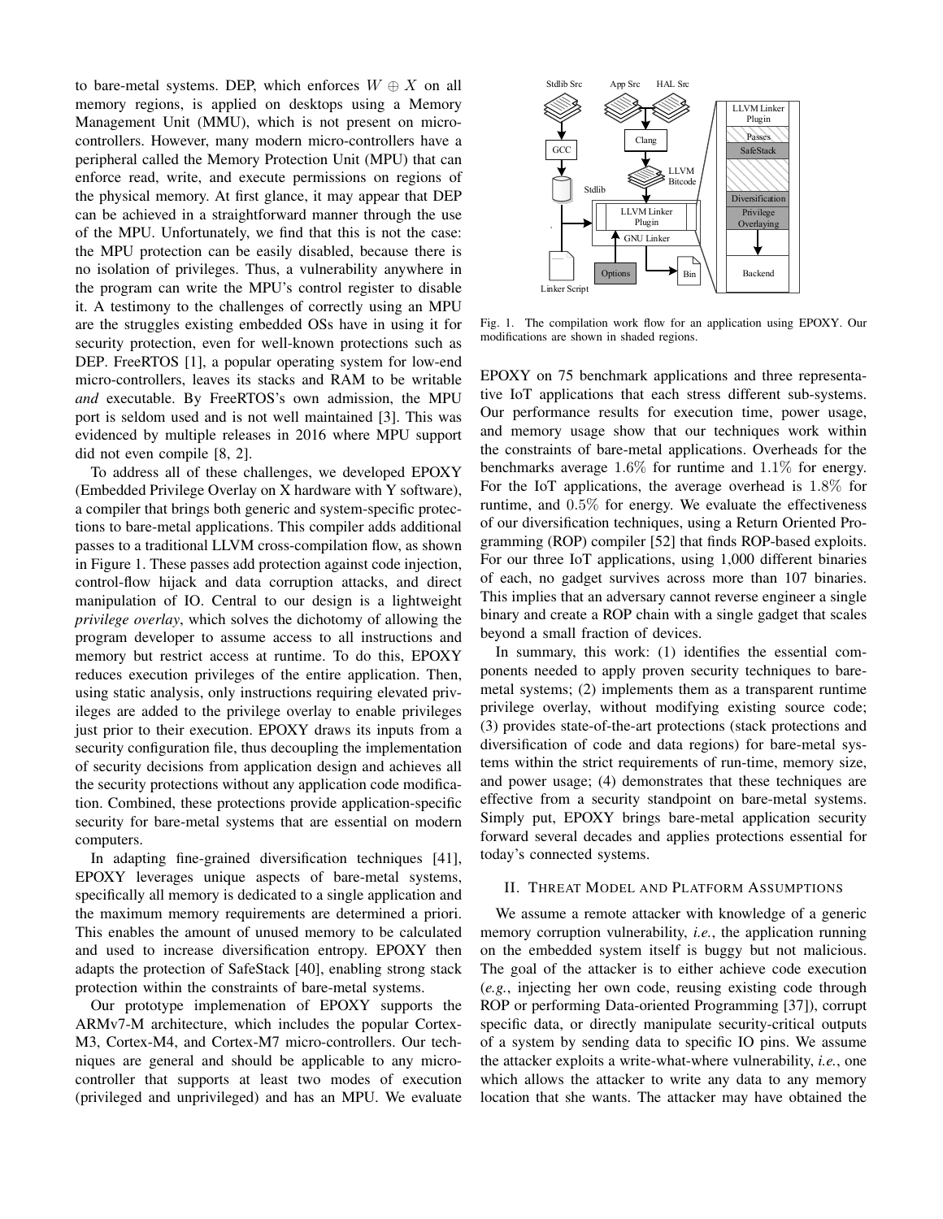to bare-metal systems. DEP, which enforces $W \oplus X$ on all memory regions, is applied on desktops using a Memory Management Unit (MMU), which is not present on micro-controllers. However, many modern micro-controllers have a peripheral called the Memory Protection Unit (MPU) that can enforce read, write, and execute permissions on regions of the physical memory. At first glance, it may appear that DEP can be achieved in a straightforward manner through the use of the MPU. Unfortunately, we find that this is not the case: the MPU protection can be easily disabled, because there is no isolation of privileges. Thus, a vulnerability anywhere in the program can write the MPU's control register to disable it. A testimony to the challenges of correctly using an MPU are the struggles existing embedded OSs have in using it for security protection, even for well-known protections such as DEP. FreeRTOS [1], a popular operating system for low-end micro-controllers, leaves its stacks and RAM to be writable *and* executable. By FreeRTOS's own admission, the MPU port is seldom used and is not well maintained [3]. This was evidenced by multiple releases in 2016 where MPU support did not even compile [8, 2].

To address all of these challenges, we developed EPOXY (Embedded Privilege Overlay on X hardware with Y software), a compiler that brings both generic and system-specific protections to bare-metal applications. This compiler adds additional passes to a traditional LLVM cross-compilation flow, as shown in Figure 1. These passes add protection against code injection, control-flow hijack and data corruption attacks, and direct manipulation of IO. Central to our design is a lightweight *privilege overlay*, which solves the dichotomy of allowing the program developer to assume access to all instructions and memory but restrict access at runtime. To do this, EPOXY reduces execution privileges of the entire application. Then, using static analysis, only instructions requiring elevated privileges are added to the privilege overlay to enable privileges just prior to their execution. EPOXY draws its inputs from a security configuration file, thus decoupling the implementation of security decisions from application design and achieves all the security protections without any application code modification. Combined, these protections provide application-specific security for bare-metal systems that are essential on modern computers.

In adapting fine-grained diversification techniques [41], EPOXY leverages unique aspects of bare-metal systems, specifically all memory is dedicated to a single application and the maximum memory requirements are determined a priori. This enables the amount of unused memory to be calculated and used to increase diversification entropy. EPOXY then adapts the protection of SafeStack [40], enabling strong stack protection within the constraints of bare-metal systems.

Our prototype implementation of EPOXY supports the ARMv7-M architecture, which includes the popular Cortex-M3, Cortex-M4, and Cortex-M7 micro-controllers. Our techniques are general and should be applicable to any micro-controller that supports at least two modes of execution (privileged and unprivileged) and has an MPU. We evaluate EPOXY on 75 benchmark applications and three representative IoT applications that each stress different sub-systems. Our performance results for execution time, power usage, and memory usage show that our techniques work within the constraints of bare-metal applications. Overheads for the benchmarks average $1.6\%$ for runtime and $1.1\%$ for energy. For the IoT applications, the average overhead is $1.8\%$ for runtime, and $0.5\%$ for energy. We evaluate the effectiveness of our diversification techniques, using a Return Oriented Programming (ROP) compiler [52] that finds ROP-based exploits. For our three IoT applications, using 1,000 different binaries of each, no gadget survives across more than 107 binaries. This implies that an adversary cannot reverse engineer a single binary and create a ROP chain with a single gadget that scales beyond a small fraction of devices.

Fig. 1. The compilation work flow for an application using EPOXY. Our modifications are shown in shaded regions.

In summary, this work: (1) identifies the essential components needed to apply proven security techniques to bare-metal systems; (2) implements them as a transparent runtime privilege overlay, without modifying existing source code; (3) provides state-of-the-art protections (stack protections and diversification of code and data regions) for bare-metal systems within the strict requirements of run-time, memory size, and power usage; (4) demonstrates that these techniques are effective from a security standpoint on bare-metal systems. Simply put, EPOXY brings bare-metal application security forward several decades and applies protections essential for today's connected systems.

## II. Threat Model and Platform Assumptions

We assume a remote attacker with knowledge of a generic memory corruption vulnerability, *i.e.*, the application running on the embedded system itself is buggy but not malicious. The goal of the attacker is to either achieve code execution (*e.g.*, injecting her own code, reusing existing code through ROP or performing Data-oriented Programming [37]), corrupt specific data, or directly manipulate security-critical outputs of a system by sending data to specific IO pins. We assume the attacker exploits a write-what-where vulnerability, *i.e.*, one which allows the attacker to write any data to any memory location that she wants. The attacker may have obtained the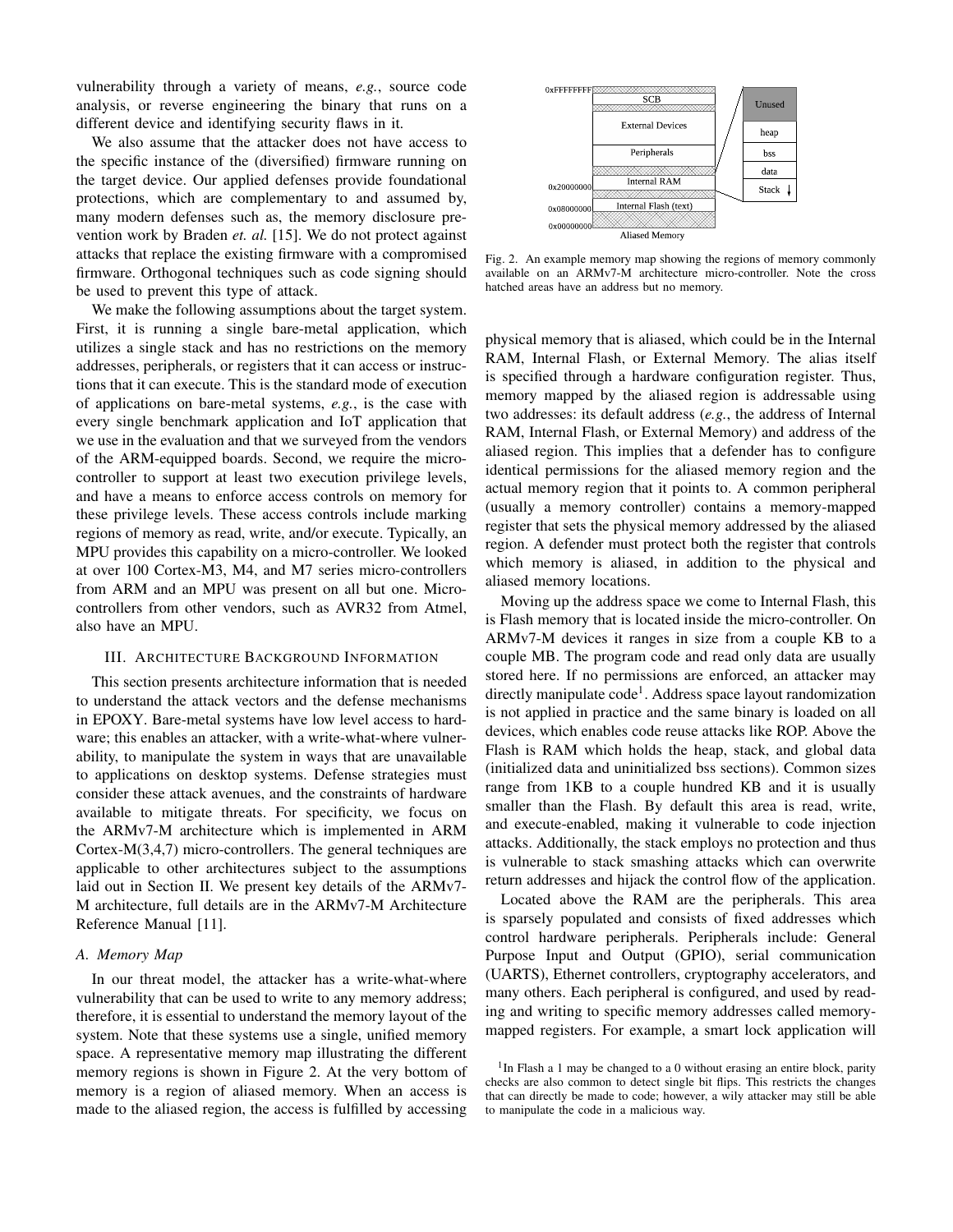vulnerability through a variety of means, *e.g.*, source code analysis, or reverse engineering the binary that runs on a different device and identifying security flaws in it.

We also assume that the attacker does not have access to the specific instance of the (diversified) firmware running on the target device. Our applied defenses provide foundational protections, which are complementary to and assumed by, many modern defenses such as, the memory disclosure prevention work by Braden *et. al.* [15]. We do not protect against attacks that replace the existing firmware with a compromised firmware. Orthogonal techniques such as code signing should be used to prevent this type of attack.

We make the following assumptions about the target system. First, it is running a single bare-metal application, which utilizes a single stack and has no restrictions on the memory addresses, peripherals, or registers that it can access or instructions that it can execute. This is the standard mode of execution of applications on bare-metal systems, *e.g.*, is the case with every single benchmark application and IoT application that we use in the evaluation and that we surveyed from the vendors of the ARM-equipped boards. Second, we require the micro-controller to support at least two execution privilege levels, and have a means to enforce access controls on memory for these privilege levels. These access controls include marking regions of memory as read, write, and/or execute. Typically, an MPU provides this capability on a micro-controller. We looked at over 100 Cortex-M3, M4, and M7 series micro-controllers from ARM and an MPU was present on all but one. Micro-controllers from other vendors, such as AVR32 from Atmel, also have an MPU.

## III. Architecture Background Information

This section presents architecture information that is needed to understand the attack vectors and the defense mechanisms in EPOXY. Bare-metal systems have low level access to hardware; this enables an attacker, with a write-what-where vulnerability, to manipulate the system in ways that are unavailable to applications on desktop systems. Defense strategies must consider these attack avenues, and the constraints of hardware available to mitigate threats. For specificity, we focus on the ARMv7-M architecture which is implemented in ARM Cortex-M(3,4,7) micro-controllers. The general techniques are applicable to other architectures subject to the assumptions laid out in Section II. We present key details of the ARMv7-M architecture, full details are in the ARMv7-M Architecture Reference Manual [11].

### A. Memory Map

In our threat model, the attacker has a write-what-where vulnerability that can be used to write to any memory address; therefore, it is essential to understand the memory layout of the system. Note that these systems use a single, unified memory space. A representative memory map illustrating the different memory regions is shown in Figure 2. At the very bottom of memory is a region of aliased memory. When an access is made to the aliased region, the access is fulfilled by accessing physical memory that is aliased, which could be in the Internal RAM, Internal Flash, or External Memory. The alias itself is specified through a hardware configuration register. Thus, memory mapped by the aliased region is addressable using two addresses: its default address (*e.g.*, the address of Internal RAM, Internal Flash, or External Memory) and address of the aliased region. This implies that a defender has to configure identical permissions for the aliased memory region and the actual memory region that it points to. A common peripheral (usually a memory controller) contains a memory-mapped register that sets the physical memory addressed by the aliased region. A defender must protect both the register that controls which memory is aliased, in addition to the physical and aliased memory locations.

Fig. 2. An example memory map showing the regions of memory commonly available on an ARMv7-M architecture micro-controller. Note the cross hatched areas have an address but no memory.

Moving up the address space we come to Internal Flash, this is Flash memory that is located inside the micro-controller. On ARMv7-M devices it ranges in size from a couple KB to a couple MB. The program code and read only data are usually stored here. If no permissions are enforced, an attacker may directly manipulate code[1]. Address space layout randomization is not applied in practice and the same binary is loaded on all devices, which enables code reuse attacks like ROP. Above the Flash is RAM which holds the heap, stack, and global data (initialized data and uninitialized bss sections). Common sizes range from 1KB to a couple hundred KB and it is usually smaller than the Flash. By default this area is read, write, and execute-enabled, making it vulnerable to code injection attacks. Additionally, the stack employs no protection and thus is vulnerable to stack smashing attacks which can overwrite return addresses and hijack the control flow of the application.

Located above the RAM are the peripherals. This area is sparsely populated and consists of fixed addresses which control hardware peripherals. Peripherals include: General Purpose Input and Output (GPIO), serial communication (UARTS), Ethernet controllers, cryptography accelerators, and many others. Each peripheral is configured, and used by reading and writing to specific memory addresses called memory-mapped registers. For example, a smart lock application will

[1] In Flash a 1 may be changed to a 0 without erasing an entire block, parity checks are also common to detect single bit flips. This restricts the changes that can directly be made to code; however, a wily attacker may still be able to manipulate the code in a malicious way.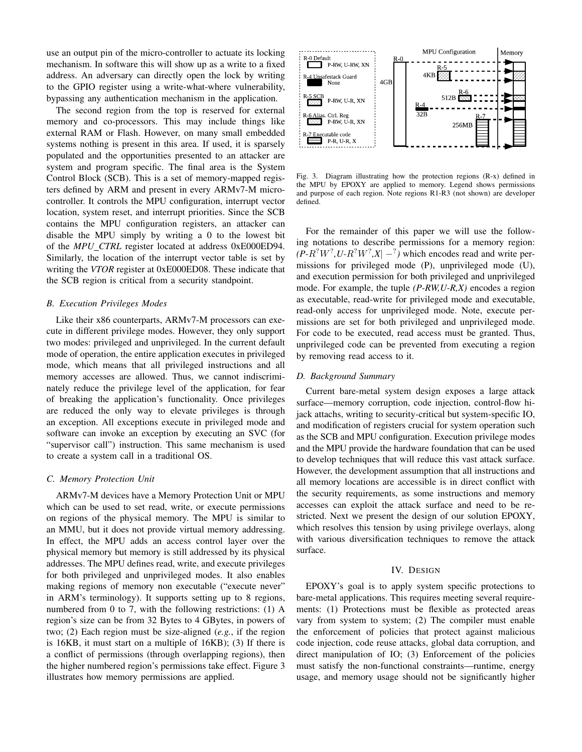use an output pin of the micro-controller to actuate its locking mechanism. In software this will show up as a write to a fixed address. An adversary can directly open the lock by writing to the GPIO register using a write-what-where vulnerability, bypassing any authentication mechanism in the application.

The second region from the top is reserved for external memory and co-processors. This may include things like external RAM or Flash. However, on many small embedded systems nothing is present in this area. If used, it is sparsely populated and the opportunities presented to an attacker are system and program specific. The final area is the System Control Block (SCB). This is a set of memory-mapped registers defined by ARM and present in every ARMv7-M microcontroller. It controls the MPU configuration, interrupt vector location, system reset, and interrupt priorities. Since the SCB contains the MPU configuration registers, an attacker can disable the MPU simply by writing a 0 to the lowest bit of the *MPU_CTRL* register located at address 0xE000ED94. Similarly, the location of the interrupt vector table is set by writing the *VTOR* register at 0xE000ED08. These indicate that the SCB region is critical from a security standpoint.

### *B. Execution Privileges Modes*

Like their x86 counterparts, ARMv7-M processors can execute in different privilege modes. However, they only support two modes: privileged and unprivileged. In the current default mode of operation, the entire application executes in privileged mode, which means that all privileged instructions and all memory accesses are allowed. Thus, we cannot indiscriminately reduce the privilege level of the application, for fear of breaking the application's functionality. Once privileges are reduced the only way to elevate privileges is through an exception. All exceptions execute in privileged mode and software can invoke an exception by executing an SVC (for "supervisor call") instruction. This same mechanism is used to create a system call in a traditional OS.

### *C. Memory Protection Unit*

ARMv7-M devices have a Memory Protection Unit or MPU which can be used to set read, write, or execute permissions on regions of the physical memory. The MPU is similar to an MMU, but it does not provide virtual memory addressing. In effect, the MPU adds an access control layer over the physical memory but memory is still addressed by its physical addresses. The MPU defines read, write, and execute privileges for both privileged and unprivileged modes. It also enables making regions of memory non executable ("execute never" in ARM's terminology). It supports setting up to 8 regions, numbered from 0 to 7, with the following restrictions: (1) A region's size can be from 32 Bytes to 4 GBytes, in powers of two; (2) Each region must be size-aligned (*e.g.*, if the region is 16KB, it must start on a multiple of 16KB); (3) If there is a conflict of permissions (through overlapping regions), then the higher numbered region's permissions take effect. Figure 3 illustrates how memory permissions are applied.

Fig. 3. Diagram illustrating how the protection regions (R-x) defined in the MPU by EPOXY are applied to memory. Legend shows permissions and purpose of each region. Note regions R1-R3 (not shown) are developer defined.

For the remainder of this paper we will use the following notations to describe permissions for a memory region: *(P-$R^?W^?$,U-$R^?W^?$,X$|-^?$)* which encodes read and write permissions for privileged mode (P), unprivileged mode (U), and execution permission for both privileged and unprivileged mode. For example, the tuple *(P-RW,U-R,X)* encodes a region as executable, read-write for privileged mode and executable, read-only access for unprivileged mode. Note, execute permissions are set for both privileged and unprivileged mode. For code to be executed, read access must be granted. Thus, unprivileged code can be prevented from executing a region by removing read access to it.

### *D. Background Summary*

Current bare-metal system design exposes a large attack surface—memory corruption, code injection, control-flow hijack attachs, writing to security-critical but system-specific IO, and modification of registers crucial for system operation such as the SCB and MPU configuration. Execution privilege modes and the MPU provide the hardware foundation that can be used to develop techniques that will reduce this vast attack surface. However, the development assumption that all instructions and all memory locations are accessible is in direct conflict with the security requirements, as some instructions and memory accesses can exploit the attack surface and need to be restricted. Next we present the design of our solution EPOXY, which resolves this tension by using privilege overlays, along with various diversification techniques to remove the attack surface.

## IV. Design

EPOXY's goal is to apply system specific protections to bare-metal applications. This requires meeting several requirements: (1) Protections must be flexible as protected areas vary from system to system; (2) The compiler must enable the enforcement of policies that protect against malicious code injection, code reuse attacks, global data corruption, and direct manipulation of IO; (3) Enforcement of the policies must satisfy the non-functional constraints—runtime, energy usage, and memory usage should not be significantly higher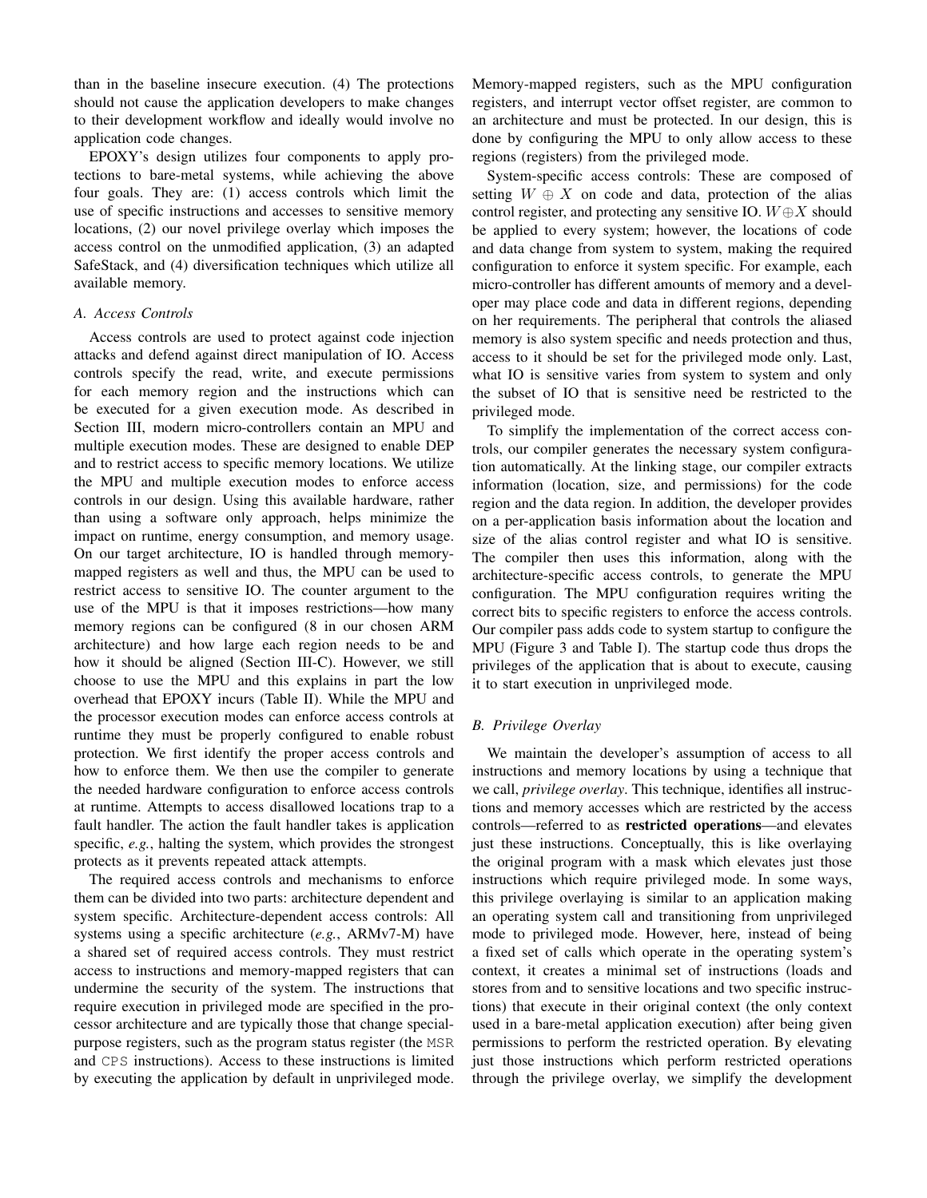than in the baseline insecure execution. (4) The protections should not cause the application developers to make changes to their development workflow and ideally would involve no application code changes.

EPOXY's design utilizes four components to apply protections to bare-metal systems, while achieving the above four goals. They are: (1) access controls which limit the use of specific instructions and accesses to sensitive memory locations, (2) our novel privilege overlay which imposes the access control on the unmodified application, (3) an adapted SafeStack, and (4) diversification techniques which utilize all available memory.

### A. Access Controls

Access controls are used to protect against code injection attacks and defend against direct manipulation of IO. Access controls specify the read, write, and execute permissions for each memory region and the instructions which can be executed for a given execution mode. As described in Section III, modern micro-controllers contain an MPU and multiple execution modes. These are designed to enable DEP and to restrict access to specific memory locations. We utilize the MPU and multiple execution modes to enforce access controls in our design. Using this available hardware, rather than using a software only approach, helps minimize the impact on runtime, energy consumption, and memory usage. On our target architecture, IO is handled through memory-mapped registers as well and thus, the MPU can be used to restrict access to sensitive IO. The counter argument to the use of the MPU is that it imposes restrictions—how many memory regions can be configured (8 in our chosen ARM architecture) and how large each region needs to be and how it should be aligned (Section III-C). However, we still choose to use the MPU and this explains in part the low overhead that EPOXY incurs (Table II). While the MPU and the processor execution modes can enforce access controls at runtime they must be properly configured to enable robust protection. We first identify the proper access controls and how to enforce them. We then use the compiler to generate the needed hardware configuration to enforce access controls at runtime. Attempts to access disallowed locations trap to a fault handler. The action the fault handler takes is application specific, *e.g.*, halting the system, which provides the strongest protects as it prevents repeated attack attempts.

The required access controls and mechanisms to enforce them can be divided into two parts: architecture dependent and system specific. Architecture-dependent access controls: All systems using a specific architecture (*e.g.*, ARMv7-M) have a shared set of required access controls. They must restrict access to instructions and memory-mapped registers that can undermine the security of the system. The instructions that require execution in privileged mode are specified in the processor architecture and are typically those that change special-purpose registers, such as the program status register (the `MSR` and `CPS` instructions). Access to these instructions is limited by executing the application by default in unprivileged mode. Memory-mapped registers, such as the MPU configuration registers, and interrupt vector offset register, are common to an architecture and must be protected. In our design, this is done by configuring the MPU to only allow access to these regions (registers) from the privileged mode.

System-specific access controls: These are composed of setting $W \oplus X$ on code and data, protection of the alias control register, and protecting any sensitive IO. $W \oplus X$ should be applied to every system; however, the locations of code and data change from system to system, making the required configuration to enforce it system specific. For example, each micro-controller has different amounts of memory and a developer may place code and data in different regions, depending on her requirements. The peripheral that controls the aliased memory is also system specific and needs protection and thus, access to it should be set for the privileged mode only. Last, what IO is sensitive varies from system to system and only the subset of IO that is sensitive need be restricted to the privileged mode.

To simplify the implementation of the correct access controls, our compiler generates the necessary system configuration automatically. At the linking stage, our compiler extracts information (location, size, and permissions) for the code region and the data region. In addition, the developer provides on a per-application basis information about the location and size of the alias control register and what IO is sensitive. The compiler then uses this information, along with the architecture-specific access controls, to generate the MPU configuration. The MPU configuration requires writing the correct bits to specific registers to enforce the access controls. Our compiler pass adds code to system startup to configure the MPU (Figure 3 and Table I). The startup code thus drops the privileges of the application that is about to execute, causing it to start execution in unprivileged mode.

### B. Privilege Overlay

We maintain the developer's assumption of access to all instructions and memory locations by using a technique that we call, *privilege overlay*. This technique, identifies all instructions and memory accesses which are restricted by the access controls—referred to as **restricted operations**—and elevates just these instructions. Conceptually, this is like overlaying the original program with a mask which elevates just those instructions which require privileged mode. In some ways, this privilege overlaying is similar to an application making an operating system call and transitioning from unprivileged mode to privileged mode. However, here, instead of being a fixed set of calls which operate in the operating system's context, it creates a minimal set of instructions (loads and stores from and to sensitive locations and two specific instructions) that execute in their original context (the only context used in a bare-metal application execution) after being given permissions to perform the restricted operation. By elevating just those instructions which perform restricted operations through the privilege overlay, we simplify the development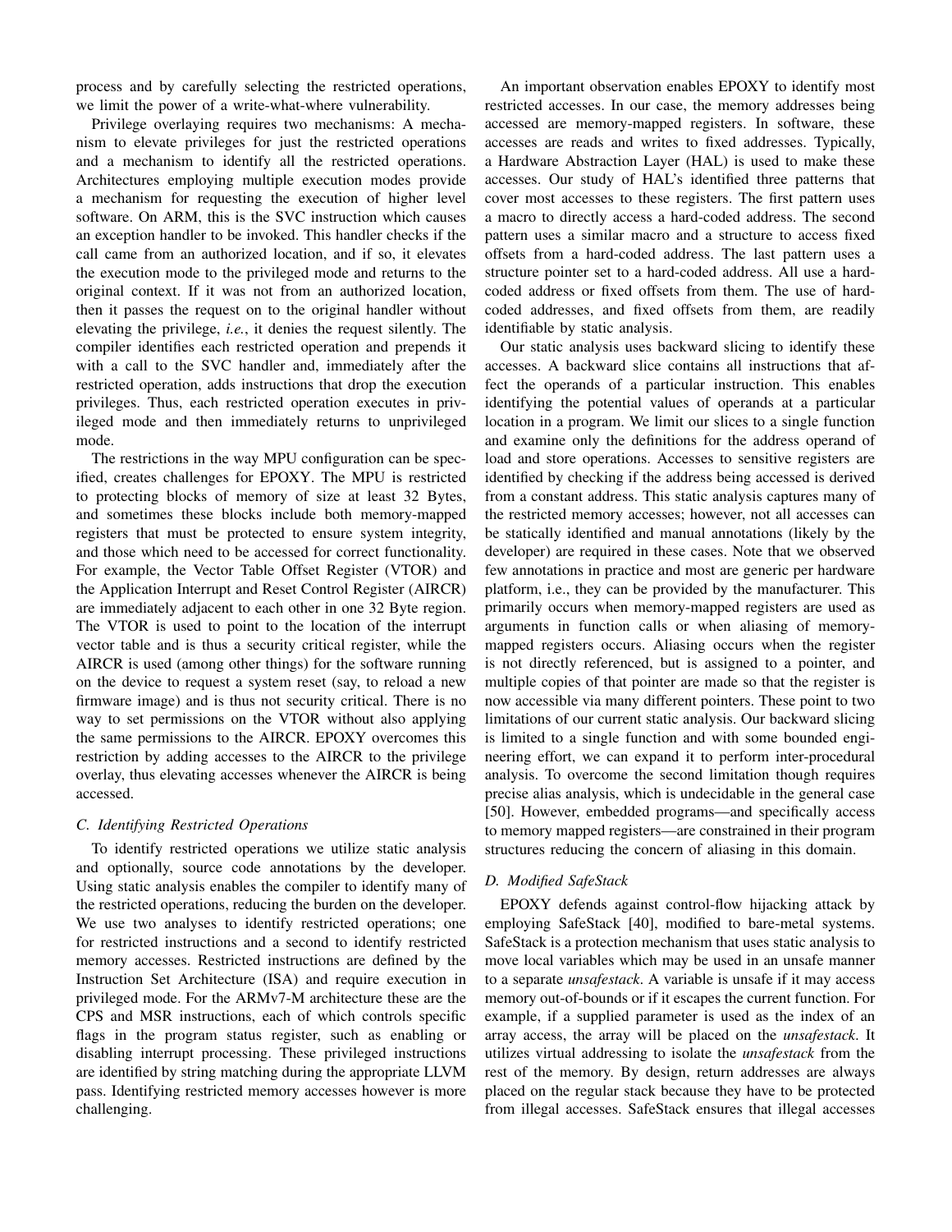process and by carefully selecting the restricted operations, we limit the power of a write-what-where vulnerability.

Privilege overlaying requires two mechanisms: A mechanism to elevate privileges for just the restricted operations and a mechanism to identify all the restricted operations. Architectures employing multiple execution modes provide a mechanism for requesting the execution of higher level software. On ARM, this is the SVC instruction which causes an exception handler to be invoked. This handler checks if the call came from an authorized location, and if so, it elevates the execution mode to the privileged mode and returns to the original context. If it was not from an authorized location, then it passes the request on to the original handler without elevating the privilege, *i.e.*, it denies the request silently. The compiler identifies each restricted operation and prepends it with a call to the SVC handler and, immediately after the restricted operation, adds instructions that drop the execution privileges. Thus, each restricted operation executes in privileged mode and then immediately returns to unprivileged mode.

The restrictions in the way MPU configuration can be specified, creates challenges for EPOXY. The MPU is restricted to protecting blocks of memory of size at least 32 Bytes, and sometimes these blocks include both memory-mapped registers that must be protected to ensure system integrity, and those which need to be accessed for correct functionality. For example, the Vector Table Offset Register (VTOR) and the Application Interrupt and Reset Control Register (AIRCR) are immediately adjacent to each other in one 32 Byte region. The VTOR is used to point to the location of the interrupt vector table and is thus a security critical register, while the AIRCR is used (among other things) for the software running on the device to request a system reset (say, to reload a new firmware image) and is thus not security critical. There is no way to set permissions on the VTOR without also applying the same permissions to the AIRCR. EPOXY overcomes this restriction by adding accesses to the AIRCR to the privilege overlay, thus elevating accesses whenever the AIRCR is being accessed.

### C. Identifying Restricted Operations

To identify restricted operations we utilize static analysis and optionally, source code annotations by the developer. Using static analysis enables the compiler to identify many of the restricted operations, reducing the burden on the developer. We use two analyses to identify restricted operations; one for restricted instructions and a second to identify restricted memory accesses. Restricted instructions are defined by the Instruction Set Architecture (ISA) and require execution in privileged mode. For the ARMv7-M architecture these are the CPS and MSR instructions, each of which controls specific flags in the program status register, such as enabling or disabling interrupt processing. These privileged instructions are identified by string matching during the appropriate LLVM pass. Identifying restricted memory accesses however is more challenging.

An important observation enables EPOXY to identify most restricted accesses. In our case, the memory addresses being accessed are memory-mapped registers. In software, these accesses are reads and writes to fixed addresses. Typically, a Hardware Abstraction Layer (HAL) is used to make these accesses. Our study of HAL's identified three patterns that cover most accesses to these registers. The first pattern uses a macro to directly access a hard-coded address. The second pattern uses a similar macro and a structure to access fixed offsets from a hard-coded address. The last pattern uses a structure pointer set to a hard-coded address. All use a hard-coded address or fixed offsets from them. The use of hard-coded addresses, and fixed offsets from them, are readily identifiable by static analysis.

Our static analysis uses backward slicing to identify these accesses. A backward slice contains all instructions that affect the operands of a particular instruction. This enables identifying the potential values of operands at a particular location in a program. We limit our slices to a single function and examine only the definitions for the address operand of load and store operations. Accesses to sensitive registers are identified by checking if the address being accessed is derived from a constant address. This static analysis captures many of the restricted memory accesses; however, not all accesses can be statically identified and manual annotations (likely by the developer) are required in these cases. Note that we observed few annotations in practice and most are generic per hardware platform, i.e., they can be provided by the manufacturer. This primarily occurs when memory-mapped registers are used as arguments in function calls or when aliasing of memory-mapped registers occurs. Aliasing occurs when the register is not directly referenced, but is assigned to a pointer, and multiple copies of that pointer are made so that the register is now accessible via many different pointers. These point to two limitations of our current static analysis. Our backward slicing is limited to a single function and with some bounded engineering effort, we can expand it to perform inter-procedural analysis. To overcome the second limitation though requires precise alias analysis, which is undecidable in the general case [50]. However, embedded programs—and specifically access to memory mapped registers—are constrained in their program structures reducing the concern of aliasing in this domain.

### D. Modified SafeStack

EPOXY defends against control-flow hijacking attack by employing SafeStack [40], modified to bare-metal systems. SafeStack is a protection mechanism that uses static analysis to move local variables which may be used in an unsafe manner to a separate *unsafestack*. A variable is unsafe if it may access memory out-of-bounds or if it escapes the current function. For example, if a supplied parameter is used as the index of an array access, the array will be placed on the *unsafestack*. It utilizes virtual addressing to isolate the *unsafestack* from the rest of the memory. By design, return addresses are always placed on the regular stack because they have to be protected from illegal accesses. SafeStack ensures that illegal accesses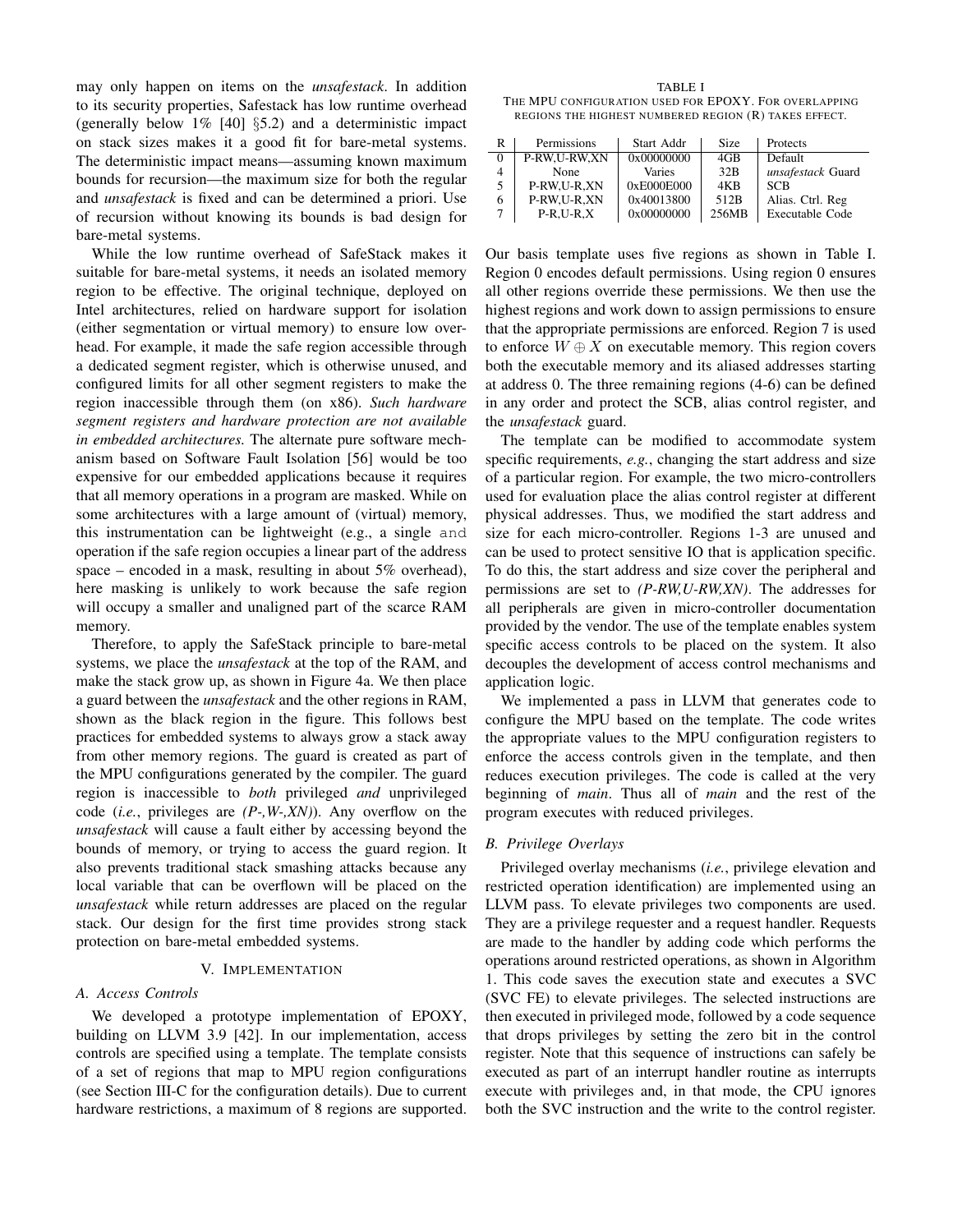may only happen on items on the *unsafestack*. In addition to its security properties, Safestack has low runtime overhead (generally below 1% [40] §5.2) and a deterministic impact on stack sizes makes it a good fit for bare-metal systems. The deterministic impact means—assuming known maximum bounds for recursion—the maximum size for both the regular and *unsafestack* is fixed and can be determined a priori. Use of recursion without knowing its bounds is bad design for bare-metal systems.

While the low runtime overhead of SafeStack makes it suitable for bare-metal systems, it needs an isolated memory region to be effective. The original technique, deployed on Intel architectures, relied on hardware support for isolation (either segmentation or virtual memory) to ensure low overhead. For example, it made the safe region accessible through a dedicated segment register, which is otherwise unused, and configured limits for all other segment registers to make the region inaccessible through them (on x86). *Such hardware segment registers and hardware protection are not available in embedded architectures.* The alternate pure software mechanism based on Software Fault Isolation [56] would be too expensive for our embedded applications because it requires that all memory operations in a program are masked. While on some architectures with a large amount of (virtual) memory, this instrumentation can be lightweight (e.g., a single `and` operation if the safe region occupies a linear part of the address space – encoded in a mask, resulting in about 5% overhead), here masking is unlikely to work because the safe region will occupy a smaller and unaligned part of the scarce RAM memory.

Therefore, to apply the SafeStack principle to bare-metal systems, we place the *unsafestack* at the top of the RAM, and make the stack grow up, as shown in Figure 4a. We then place a guard between the *unsafestack* and the other regions in RAM, shown as the black region in the figure. This follows best practices for embedded systems to always grow a stack away from other memory regions. The guard is created as part of the MPU configurations generated by the compiler. The guard region is inaccessible to *both* privileged *and* unprivileged code (*i.e.*, privileges are *(P-,W-,XN)*). Any overflow on the *unsafestack* will cause a fault either by accessing beyond the bounds of memory, or trying to access the guard region. It also prevents traditional stack smashing attacks because any local variable that can be overflown will be placed on the *unsafestack* while return addresses are placed on the regular stack. Our design for the first time provides strong stack protection on bare-metal embedded systems.

## V. Implementation

### A. Access Controls

We developed a prototype implementation of EPOXY, building on LLVM 3.9 [42]. In our implementation, access controls are specified using a template. The template consists of a set of regions that map to MPU region configurations (see Section III-C for the configuration details). Due to current hardware restrictions, a maximum of 8 regions are supported.

TABLE I
The MPU configuration used for EPOXY. For overlapping regions the highest numbered region (R) takes effect.

| R | Permissions | Start Addr | Size | Protects |
|---|---|---|---|---|
| 0 | P-RW,U-RW,XN | 0x00000000 | 4GB | Default |
| 4 | None | Varies | 32B | *unsafestack* Guard |
| 5 | P-RW,U-R,XN | 0xE000E000 | 4KB | SCB |
| 6 | P-RW,U-R,XN | 0x40013800 | 512B | Alias. Ctrl. Reg |
| 7 | P-R,U-R,X | 0x00000000 | 256MB | Executable Code |

Our basis template uses five regions as shown in Table I. Region 0 encodes default permissions. Using region 0 ensures all other regions override these permissions. We then use the highest regions and work down to assign permissions to ensure that the appropriate permissions are enforced. Region 7 is used to enforce $W \oplus X$ on executable memory. This region covers both the executable memory and its aliased addresses starting at address 0. The three remaining regions (4-6) can be defined in any order and protect the SCB, alias control register, and the *unsafestack* guard.

The template can be modified to accommodate system specific requirements, *e.g.*, changing the start address and size of a particular region. For example, the two micro-controllers used for evaluation place the alias control register at different physical addresses. Thus, we modified the start address and size for each micro-controller. Regions 1-3 are unused and can be used to protect sensitive IO that is application specific. To do this, the start address and size cover the peripheral and permissions are set to *(P-RW,U-RW,XN)*. The addresses for all peripherals are given in micro-controller documentation provided by the vendor. The use of the template enables system specific access controls to be placed on the system. It also decouples the development of access control mechanisms and application logic.

We implemented a pass in LLVM that generates code to configure the MPU based on the template. The code writes the appropriate values to the MPU configuration registers to enforce the access controls given in the template, and then reduces execution privileges. The code is called at the very beginning of *main*. Thus all of *main* and the rest of the program executes with reduced privileges.

### B. Privilege Overlays

Privileged overlay mechanisms (*i.e.*, privilege elevation and restricted operation identification) are implemented using an LLVM pass. To elevate privileges two components are used. They are a privilege requester and a request handler. Requests are made to the handler by adding code which performs the operations around restricted operations, as shown in Algorithm 1. This code saves the execution state and executes a SVC (SVC FE) to elevate privileges. The selected instructions are then executed in privileged mode, followed by a code sequence that drops privileges by setting the zero bit in the control register. Note that this sequence of instructions can safely be executed as part of an interrupt handler routine as interrupts execute with privileges and, in that mode, the CPU ignores both the SVC instruction and the write to the control register.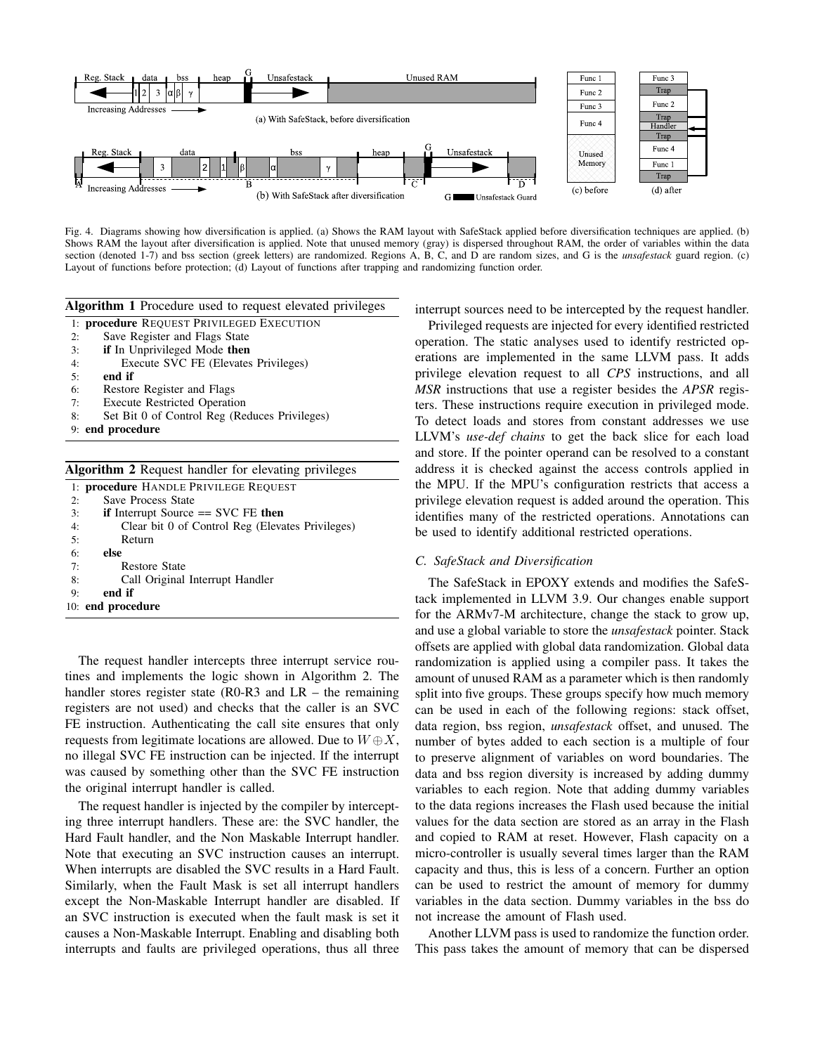Fig. 4. Diagrams showing how diversification is applied. (a) Shows the RAM layout with SafeStack applied before diversification techniques are applied. (b) Shows RAM the layout after diversification is applied. Note that unused memory (gray) is dispersed throughout RAM, the order of variables within the data section (denoted 1-7) and bss section (greek letters) are randomized. Regions A, B, C, and D are random sizes, and G is the *unsafestack* guard region. (c) Layout of functions before protection; (d) Layout of functions after trapping and randomizing function order.

**Algorithm 1** Procedure used to request elevated privileges

```
1: procedure REQUEST PRIVILEGED EXECUTION
2:     Save Register and Flags State
3:     if In Unprivileged Mode then
4:         Execute SVC FE (Elevates Privileges)
5:     end if
6:     Restore Register and Flags
7:     Execute Restricted Operation
8:     Set Bit 0 of Control Reg (Reduces Privileges)
9: end procedure
```

**Algorithm 2** Request handler for elevating privileges

```
1: procedure HANDLE PRIVILEGE REQUEST
2:     Save Process State
3:     if Interrupt Source == SVC FE then
4:         Clear bit 0 of Control Reg (Elevates Privileges)
5:         Return
6:     else
7:         Restore State
8:         Call Original Interrupt Handler
9:     end if
10: end procedure
```

The request handler intercepts three interrupt service routines and implements the logic shown in Algorithm 2. The handler stores register state (R0-R3 and LR – the remaining registers are not used) and checks that the caller is an SVC FE instruction. Authenticating the call site ensures that only requests from legitimate locations are allowed. Due to $W \oplus X$, no illegal SVC FE instruction can be injected. If the interrupt was caused by something other than the SVC FE instruction the original interrupt handler is called.

The request handler is injected by the compiler by intercepting three interrupt handlers. These are: the SVC handler, the Hard Fault handler, and the Non Maskable Interrupt handler. Note that executing an SVC instruction causes an interrupt. When interrupts are disabled the SVC results in a Hard Fault. Similarly, when the Fault Mask is set all interrupt handlers except the Non-Maskable Interrupt handler are disabled. If an SVC instruction is executed when the fault mask is set it causes a Non-Maskable Interrupt. Enabling and disabling both interrupts and faults are privileged operations, thus all three interrupt sources need to be intercepted by the request handler.

Privileged requests are injected for every identified restricted operation. The static analyses used to identify restricted operations are implemented in the same LLVM pass. It adds privilege elevation request to all *CPS* instructions, and all *MSR* instructions that use a register besides the *APSR* registers. These instructions require execution in privileged mode. To detect loads and stores from constant addresses we use LLVM's *use-def chains* to get the back slice for each load and store. If the pointer operand can be resolved to a constant address it is checked against the access controls applied in the MPU. If the MPU's configuration restricts that access a privilege elevation request is added around the operation. This identifies many of the restricted operations. Annotations can be used to identify additional restricted operations.

### C. SafeStack and Diversification

The SafeStack in EPOXY extends and modifies the SafeStack implemented in LLVM 3.9. Our changes enable support for the ARMv7-M architecture, change the stack to grow up, and use a global variable to store the *unsafestack* pointer. Stack offsets are applied with global data randomization. Global data randomization is applied using a compiler pass. It takes the amount of unused RAM as a parameter which is then randomly split into five groups. These groups specify how much memory can be used in each of the following regions: stack offset, data region, bss region, *unsafestack* offset, and unused. The number of bytes added to each section is a multiple of four to preserve alignment of variables on word boundaries. The data and bss region diversity is increased by adding dummy variables to each region. Note that adding dummy variables to the data regions increases the Flash used because the initial values for the data section are stored as an array in the Flash and copied to RAM at reset. However, Flash capacity on a micro-controller is usually several times larger than the RAM capacity and thus, this is less of a concern. Further an option can be used to restrict the amount of memory for dummy variables in the data section. Dummy variables in the bss do not increase the amount of Flash used.

Another LLVM pass is used to randomize the function order. This pass takes the amount of memory that can be dispersed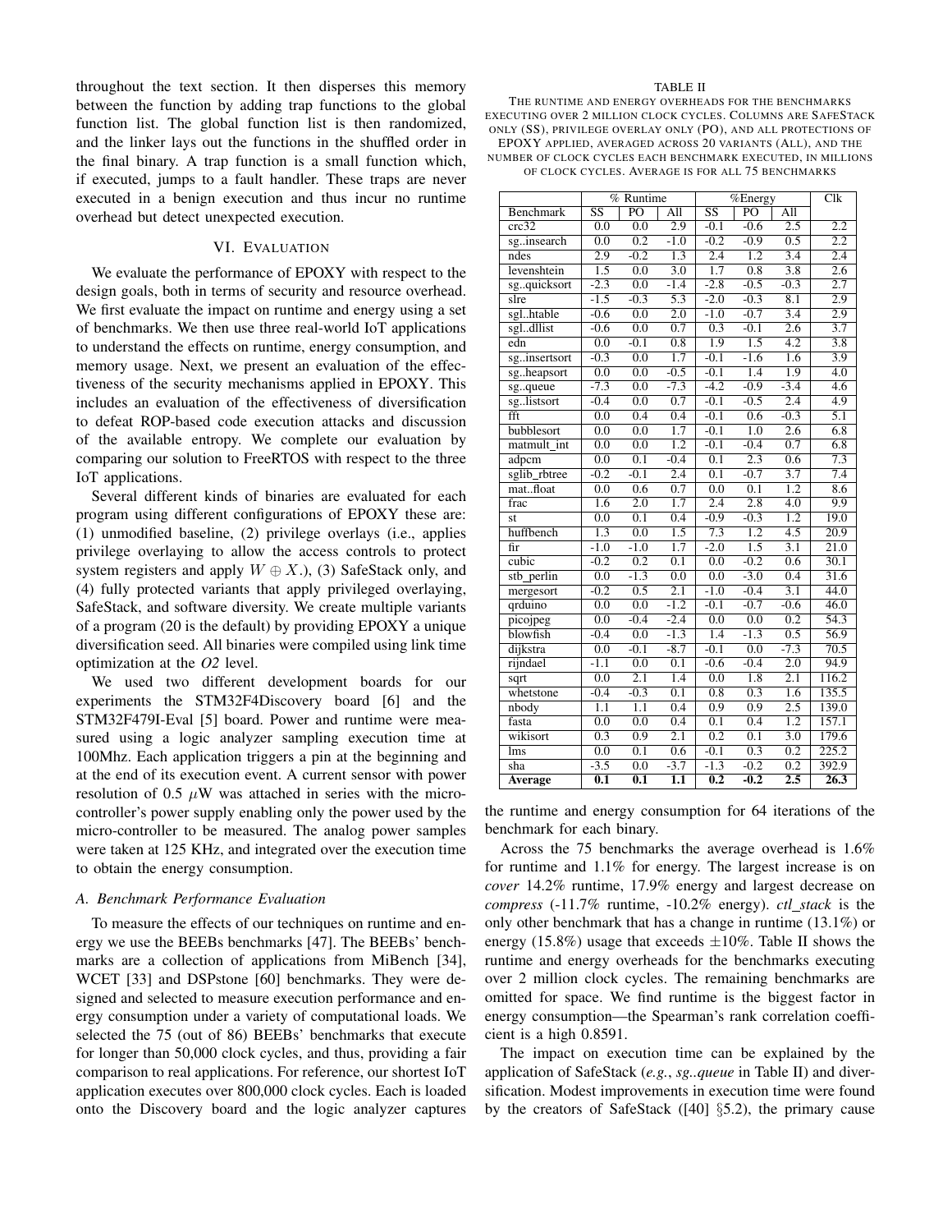throughout the text section. It then disperses this memory between the function by adding trap functions to the global function list. The global function list is then randomized, and the linker lays out the functions in the shuffled order in the final binary. A trap function is a small function which, if executed, jumps to a fault handler. These traps are never executed in a benign execution and thus incur no runtime overhead but detect unexpected execution.

## VI. Evaluation

We evaluate the performance of EPOXY with respect to the design goals, both in terms of security and resource overhead. We first evaluate the impact on runtime and energy using a set of benchmarks. We then use three real-world IoT applications to understand the effects on runtime, energy consumption, and memory usage. Next, we present an evaluation of the effectiveness of the security mechanisms applied in EPOXY. This includes an evaluation of the effectiveness of diversification to defeat ROP-based code execution attacks and discussion of the available entropy. We complete our evaluation by comparing our solution to FreeRTOS with respect to the three IoT applications.

Several different kinds of binaries are evaluated for each program using different configurations of EPOXY these are: (1) unmodified baseline, (2) privilege overlays (i.e., applies privilege overlaying to allow the access controls to protect system registers and apply $W \oplus X$.), (3) SafeStack only, and (4) fully protected variants that apply privileged overlaying, SafeStack, and software diversity. We create multiple variants of a program (20 is the default) by providing EPOXY a unique diversification seed. All binaries were compiled using link time optimization at the *O2* level.

We used two different development boards for our experiments the STM32F4Discovery board [6] and the STM32F479I-Eval [5] board. Power and runtime were measured using a logic analyzer sampling execution time at 100Mhz. Each application triggers a pin at the beginning and at the end of its execution event. A current sensor with power resolution of 0.5 $\mu$W was attached in series with the micro-controller's power supply enabling only the power used by the micro-controller to be measured. The analog power samples were taken at 125 KHz, and integrated over the execution time to obtain the energy consumption.

### A. Benchmark Performance Evaluation

To measure the effects of our techniques on runtime and energy we use the BEEBs benchmarks [47]. The BEEBs' benchmarks are a collection of applications from MiBench [34], WCET [33] and DSPstone [60] benchmarks. They were designed and selected to measure execution performance and energy consumption under a variety of computational loads. We selected the 75 (out of 86) BEEBs' benchmarks that execute for longer than 50,000 clock cycles, and thus, providing a fair comparison to real applications. For reference, our shortest IoT application executes over 800,000 clock cycles. Each is loaded onto the Discovery board and the logic analyzer captures the runtime and energy consumption for 64 iterations of the benchmark for each binary.

TABLE II
The runtime and energy overheads for the benchmarks executing over 2 million clock cycles. Columns are SafeStack only (SS), privilege overlay only (PO), and all protections of EPOXY applied, averaged across 20 variants (All), and the number of clock cycles each benchmark executed, in millions of clock cycles. Average is for all 75 benchmarks

| Benchmark | % Runtime | | | %Energy | | | Clk |
|---|---|---|---|---|---|---|---|
| | SS | PO | All | SS | PO | All | |
| crc32 | 0.0 | 0.0 | 2.9 | -0.1 | -0.6 | 2.5 | 2.2 |
| sg..insearch | 0.0 | 0.2 | -1.0 | -0.2 | -0.9 | 0.5 | 2.2 |
| ndes | 2.9 | -0.2 | 1.3 | 2.4 | 1.2 | 3.4 | 2.4 |
| levenshtein | 1.5 | 0.0 | 3.0 | 1.7 | 0.8 | 3.8 | 2.6 |
| sg..quicksort | -2.3 | 0.0 | -1.4 | -2.8 | -0.5 | -0.3 | 2.7 |
| slre | -1.5 | -0.3 | 5.3 | -2.0 | -0.3 | 8.1 | 2.9 |
| sgl..htable | -0.6 | 0.0 | 2.0 | -1.0 | -0.7 | 3.4 | 2.9 |
| sgl..dllist | -0.6 | 0.0 | 0.7 | 0.3 | -0.1 | 2.6 | 3.7 |
| edn | 0.0 | -0.1 | 0.8 | 1.9 | 1.5 | 4.2 | 3.8 |
| sg..insertsort | -0.3 | 0.0 | 1.7 | -0.1 | -1.6 | 1.6 | 3.9 |
| sg..heapsort | 0.0 | 0.0 | -0.5 | -0.1 | 1.4 | 1.9 | 4.0 |
| sg..queue | -7.3 | 0.0 | -7.3 | -4.2 | -0.9 | -3.4 | 4.6 |
| sg..listsort | -0.4 | 0.0 | 0.7 | -0.1 | -0.5 | 2.4 | 4.9 |
| fft | 0.0 | 0.4 | 0.4 | -0.1 | 0.6 | -0.3 | 5.1 |
| bubblesort | 0.0 | 0.0 | 1.7 | -0.1 | 1.0 | 2.6 | 6.8 |
| matmult_int | 0.0 | 0.0 | 1.2 | -0.1 | -0.4 | 0.7 | 6.8 |
| adpcm | 0.0 | 0.1 | -0.4 | 0.1 | 2.3 | 0.6 | 7.3 |
| sglib_rbtree | -0.2 | -0.1 | 2.4 | 0.1 | -0.7 | 3.7 | 7.4 |
| mat..float | 0.0 | 0.6 | 0.7 | 0.0 | 0.1 | 1.2 | 8.6 |
| frac | 1.6 | 2.0 | 1.7 | 2.4 | 2.8 | 4.0 | 9.9 |
| st | 0.0 | 0.1 | 0.4 | -0.9 | -0.3 | 1.2 | 19.0 |
| huffbench | 1.3 | 0.0 | 1.5 | 7.3 | 1.2 | 4.5 | 20.9 |
| fir | -1.0 | -1.0 | 1.7 | -2.0 | 1.5 | 3.1 | 21.0 |
| cubic | -0.2 | 0.2 | 0.1 | 0.0 | -0.2 | 0.6 | 30.1 |
| stb_perlin | 0.0 | -1.3 | 0.0 | 0.0 | -3.0 | 0.4 | 31.6 |
| mergesort | -0.2 | 0.5 | 2.1 | -1.0 | -0.4 | 3.1 | 44.0 |
| qrduino | 0.0 | 0.0 | -1.2 | -0.1 | -0.7 | -0.6 | 46.0 |
| picojpeg | 0.0 | -0.4 | -2.4 | 0.0 | 0.0 | 0.2 | 54.3 |
| blowfish | -0.4 | 0.0 | -1.3 | 1.4 | -1.3 | 0.5 | 56.9 |
| dijkstra | 0.0 | -0.1 | -8.7 | -0.1 | 0.0 | -7.3 | 70.5 |
| rijndael | -1.1 | 0.0 | 0.1 | -0.6 | -0.4 | 2.0 | 94.9 |
| sqrt | 0.0 | 2.1 | 1.4 | 0.0 | 1.8 | 2.1 | 116.2 |
| whetstone | -0.4 | -0.3 | 0.1 | 0.8 | 0.3 | 1.6 | 135.5 |
| nbody | 1.1 | 1.1 | 0.4 | 0.9 | 0.9 | 2.5 | 139.0 |
| fasta | 0.0 | 0.0 | 0.4 | 0.1 | 0.4 | 1.2 | 157.1 |
| wikisort | 0.3 | 0.9 | 2.1 | 0.2 | 0.1 | 3.0 | 179.6 |
| lms | 0.0 | 0.1 | 0.6 | -0.1 | 0.3 | 0.2 | 225.2 |
| sha | -3.5 | 0.0 | -3.7 | -1.3 | -0.2 | 0.2 | 392.9 |
| **Average** | **0.1** | **0.1** | **1.1** | **0.2** | **-0.2** | **2.5** | **26.3** |

Across the 75 benchmarks the average overhead is 1.6% for runtime and 1.1% for energy. The largest increase is on *cover* 14.2% runtime, 17.9% energy and largest decrease on *compress* (-11.7% runtime, -10.2% energy). *ctl_stack* is the only other benchmark that has a change in runtime (13.1%) or energy (15.8%) usage that exceeds $\pm$10%. Table II shows the runtime and energy overheads for the benchmarks executing over 2 million clock cycles. The remaining benchmarks are omitted for space. We find runtime is the biggest factor in energy consumption—the Spearman's rank correlation coefficient is a high 0.8591.

The impact on execution time can be explained by the application of SafeStack (*e.g.*, *sg..queue* in Table II) and diversification. Modest improvements in execution time were found by the creators of SafeStack ([40] §5.2), the primary cause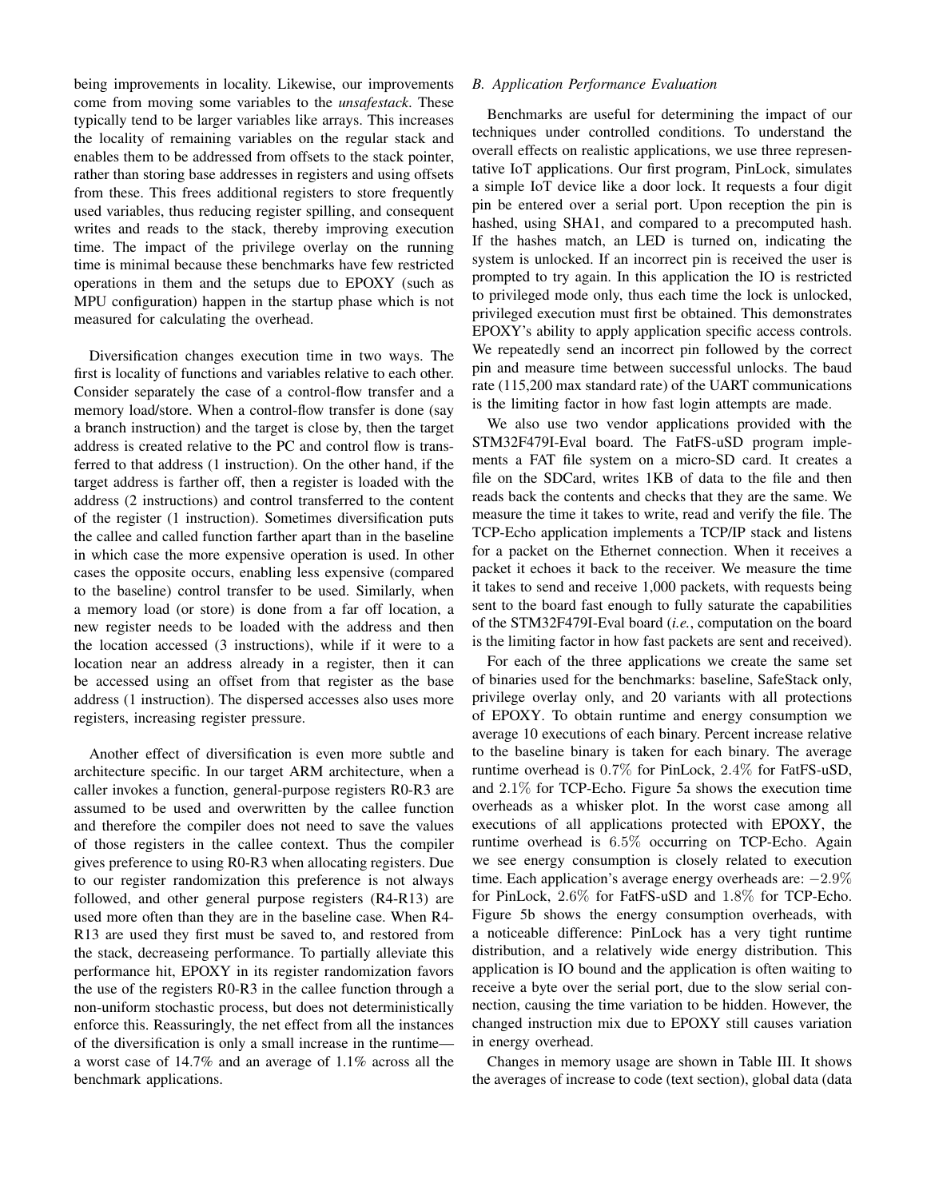being improvements in locality. Likewise, our improvements come from moving some variables to the *unsafestack*. These typically tend to be larger variables like arrays. This increases the locality of remaining variables on the regular stack and enables them to be addressed from offsets to the stack pointer, rather than storing base addresses in registers and using offsets from these. This frees additional registers to store frequently used variables, thus reducing register spilling, and consequent writes and reads to the stack, thereby improving execution time. The impact of the privilege overlay on the running time is minimal because these benchmarks have few restricted operations in them and the setups due to EPOXY (such as MPU configuration) happen in the startup phase which is not measured for calculating the overhead.

Diversification changes execution time in two ways. The first is locality of functions and variables relative to each other. Consider separately the case of a control-flow transfer and a memory load/store. When a control-flow transfer is done (say a branch instruction) and the target is close by, then the target address is created relative to the PC and control flow is transferred to that address (1 instruction). On the other hand, if the target address is farther off, then a register is loaded with the address (2 instructions) and control transferred to the content of the register (1 instruction). Sometimes diversification puts the callee and called function farther apart than in the baseline in which case the more expensive operation is used. In other cases the opposite occurs, enabling less expensive (compared to the baseline) control transfer to be used. Similarly, when a memory load (or store) is done from a far off location, a new register needs to be loaded with the address and then the location accessed (3 instructions), while if it were to a location near an address already in a register, then it can be accessed using an offset from that register as the base address (1 instruction). The dispersed accesses also uses more registers, increasing register pressure.

Another effect of diversification is even more subtle and architecture specific. In our target ARM architecture, when a caller invokes a function, general-purpose registers R0-R3 are assumed to be used and overwritten by the callee function and therefore the compiler does not need to save the values of those registers in the callee context. Thus the compiler gives preference to using R0-R3 when allocating registers. Due to our register randomization this preference is not always followed, and other general purpose registers (R4-R13) are used more often than they are in the baseline case. When R4-R13 are used they first must be saved to, and restored from the stack, decreaseing performance. To partially alleviate this performance hit, EPOXY in its register randomization favors the use of the registers R0-R3 in the callee function through a non-uniform stochastic process, but does not deterministically enforce this. Reassuringly, the net effect from all the instances of the diversification is only a small increase in the runtime—a worst case of 14.7% and an average of 1.1% across all the benchmark applications.

### B. Application Performance Evaluation

Benchmarks are useful for determining the impact of our techniques under controlled conditions. To understand the overall effects on realistic applications, we use three representative IoT applications. Our first program, PinLock, simulates a simple IoT device like a door lock. It requests a four digit pin be entered over a serial port. Upon reception the pin is hashed, using SHA1, and compared to a precomputed hash. If the hashes match, an LED is turned on, indicating the system is unlocked. If an incorrect pin is received the user is prompted to try again. In this application the IO is restricted to privileged mode only, thus each time the lock is unlocked, privileged execution must first be obtained. This demonstrates EPOXY's ability to apply application specific access controls. We repeatedly send an incorrect pin followed by the correct pin and measure time between successful unlocks. The baud rate (115,200 max standard rate) of the UART communications is the limiting factor in how fast login attempts are made.

We also use two vendor applications provided with the STM32F479I-Eval board. The FatFS-uSD program implements a FAT file system on a micro-SD card. It creates a file on the SDCard, writes 1KB of data to the file and then reads back the contents and checks that they are the same. We measure the time it takes to write, read and verify the file. The TCP-Echo application implements a TCP/IP stack and listens for a packet on the Ethernet connection. When it receives a packet it echoes it back to the receiver. We measure the time it takes to send and receive 1,000 packets, with requests being sent to the board fast enough to fully saturate the capabilities of the STM32F479I-Eval board (*i.e.*, computation on the board is the limiting factor in how fast packets are sent and received).

For each of the three applications we create the same set of binaries used for the benchmarks: baseline, SafeStack only, privilege overlay only, and 20 variants with all protections of EPOXY. To obtain runtime and energy consumption we average 10 executions of each binary. Percent increase relative to the baseline binary is taken for each binary. The average runtime overhead is $0.7\%$ for PinLock, $2.4\%$ for FatFS-uSD, and $2.1\%$ for TCP-Echo. Figure 5a shows the execution time overheads as a whisker plot. In the worst case among all executions of all applications protected with EPOXY, the runtime overhead is $6.5\%$ occurring on TCP-Echo. Again we see energy consumption is closely related to execution time. Each application's average energy overheads are: $-2.9\%$ for PinLock, $2.6\%$ for FatFS-uSD and $1.8\%$ for TCP-Echo. Figure 5b shows the energy consumption overheads, with a noticeable difference: PinLock has a very tight runtime distribution, and a relatively wide energy distribution. This application is IO bound and the application is often waiting to receive a byte over the serial port, due to the slow serial connection, causing the time variation to be hidden. However, the changed instruction mix due to EPOXY still causes variation in energy overhead.

Changes in memory usage are shown in Table III. It shows the averages of increase to code (text section), global data (data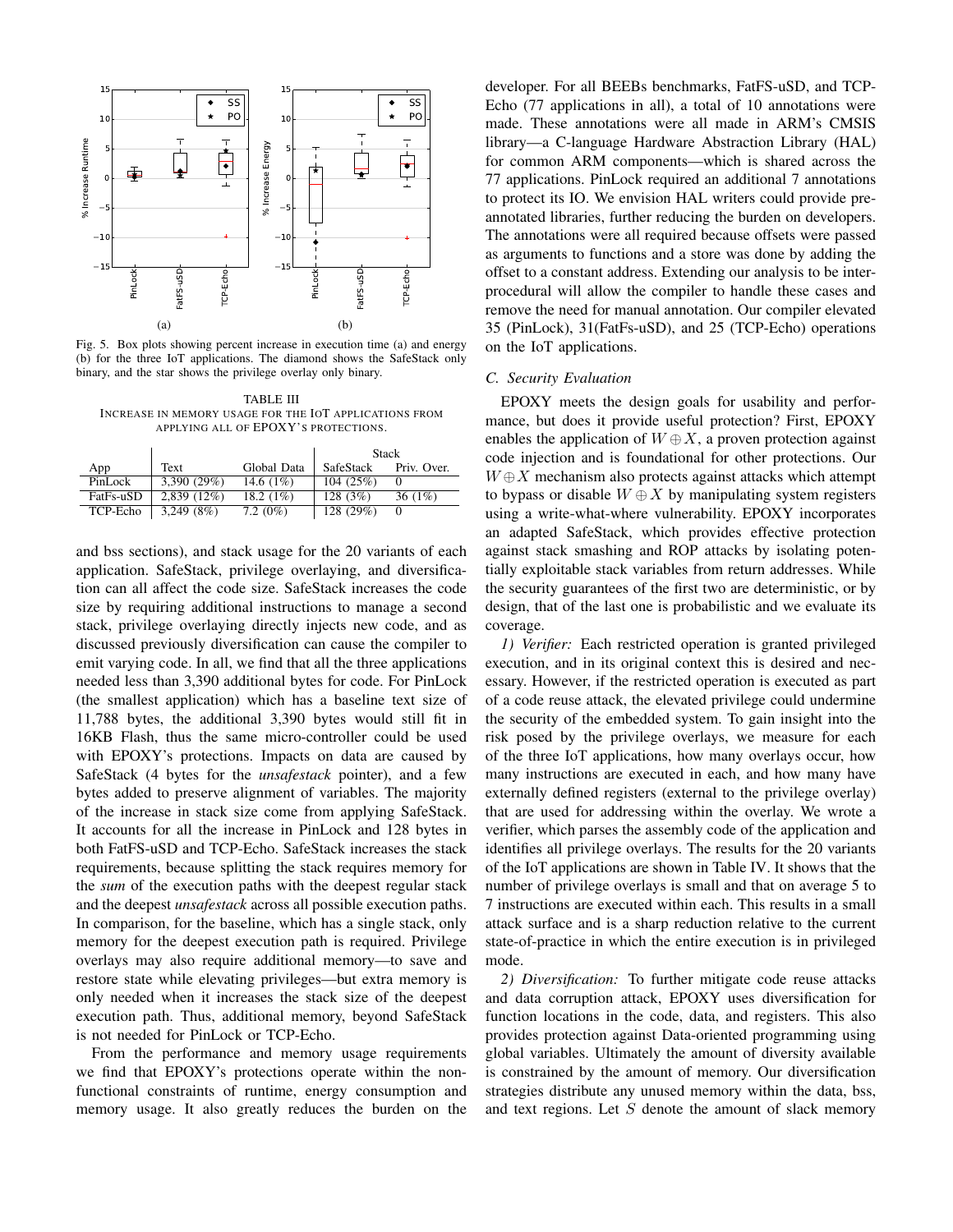Fig. 5. Box plots showing percent increase in execution time (a) and energy (b) for the three IoT applications. The diamond shows the SafeStack only binary, and the star shows the privilege overlay only binary.

TABLE III
INCREASE IN MEMORY USAGE FOR THE IOT APPLICATIONS FROM APPLYING ALL OF EPOXY'S PROTECTIONS.

| App | Text | Global Data | Stack | |
|---|---|---|---|---|
| | | | SafeStack | Priv. Over. |
| PinLock | 3,390 (29%) | 14.6 (1%) | 104 (25%) | 0 |
| FatFs-uSD | 2,839 (12%) | 18.2 (1%) | 128 (3%) | 36 (1%) |
| TCP-Echo | 3,249 (8%) | 7.2 (0%) | 128 (29%) | 0 |

and bss sections), and stack usage for the 20 variants of each application. SafeStack, privilege overlaying, and diversification can all affect the code size. SafeStack increases the code size by requiring additional instructions to manage a second stack, privilege overlaying directly injects new code, and as discussed previously diversification can cause the compiler to emit varying code. In all, we find that all the three applications needed less than 3,390 additional bytes for code. For PinLock (the smallest application) which has a baseline text size of 11,788 bytes, the additional 3,390 bytes would still fit in 16KB Flash, thus the same micro-controller could be used with EPOXY's protections. Impacts on data are caused by SafeStack (4 bytes for the *unsafestack* pointer), and a few bytes added to preserve alignment of variables. The majority of the increase in stack size come from applying SafeStack. It accounts for all the increase in PinLock and 128 bytes in both FatFS-uSD and TCP-Echo. SafeStack increases the stack requirements, because splitting the stack requires memory for the *sum* of the execution paths with the deepest regular stack and the deepest *unsafestack* across all possible execution paths. In comparison, for the baseline, which has a single stack, only memory for the deepest execution path is required. Privilege overlays may also require additional memory—to save and restore state while elevating privileges—but extra memory is only needed when it increases the stack size of the deepest execution path. Thus, additional memory, beyond SafeStack is not needed for PinLock or TCP-Echo.

From the performance and memory usage requirements we find that EPOXY's protections operate within the non-functional constraints of runtime, energy consumption and memory usage. It also greatly reduces the burden on the developer. For all BEEBs benchmarks, FatFS-uSD, and TCP-Echo (77 applications in all), a total of 10 annotations were made. These annotations were all made in ARM's CMSIS library—a C-language Hardware Abstraction Library (HAL) for common ARM components—which is shared across the 77 applications. PinLock required an additional 7 annotations to protect its IO. We envision HAL writers could provide pre-annotated libraries, further reducing the burden on developers. The annotations were all required because offsets were passed as arguments to functions and a store was done by adding the offset to a constant address. Extending our analysis to be inter-procedural will allow the compiler to handle these cases and remove the need for manual annotation. Our compiler elevated 35 (PinLock), 31(FatFs-uSD), and 25 (TCP-Echo) operations on the IoT applications.

### C. Security Evaluation

EPOXY meets the design goals for usability and performance, but does it provide useful protection? First, EPOXY enables the application of $W \oplus X$, a proven protection against code injection and is foundational for other protections. Our $W \oplus X$ mechanism also protects against attacks which attempt to bypass or disable $W \oplus X$ by manipulating system registers using a write-what-where vulnerability. EPOXY incorporates an adapted SafeStack, which provides effective protection against stack smashing and ROP attacks by isolating potentially exploitable stack variables from return addresses. While the security guarantees of the first two are deterministic, or by design, that of the last one is probabilistic and we evaluate its coverage.

*1) Verifier:* Each restricted operation is granted privileged execution, and in its original context this is desired and necessary. However, if the restricted operation is executed as part of a code reuse attack, the elevated privilege could undermine the security of the embedded system. To gain insight into the risk posed by the privilege overlays, we measure for each of the three IoT applications, how many overlays occur, how many instructions are executed in each, and how many have externally defined registers (external to the privilege overlay) that are used for addressing within the overlay. We wrote a verifier, which parses the assembly code of the application and identifies all privilege overlays. The results for the 20 variants of the IoT applications are shown in Table IV. It shows that the number of privilege overlays is small and that on average 5 to 7 instructions are executed within each. This results in a small attack surface and is a sharp reduction relative to the current state-of-practice in which the entire execution is in privileged mode.

*2) Diversification:* To further mitigate code reuse attacks and data corruption attack, EPOXY uses diversification for function locations in the code, data, and registers. This also provides protection against Data-oriented programming using global variables. Ultimately the amount of diversity available is constrained by the amount of memory. Our diversification strategies distribute any unused memory within the data, bss, and text regions. Let $S$ denote the amount of slack memory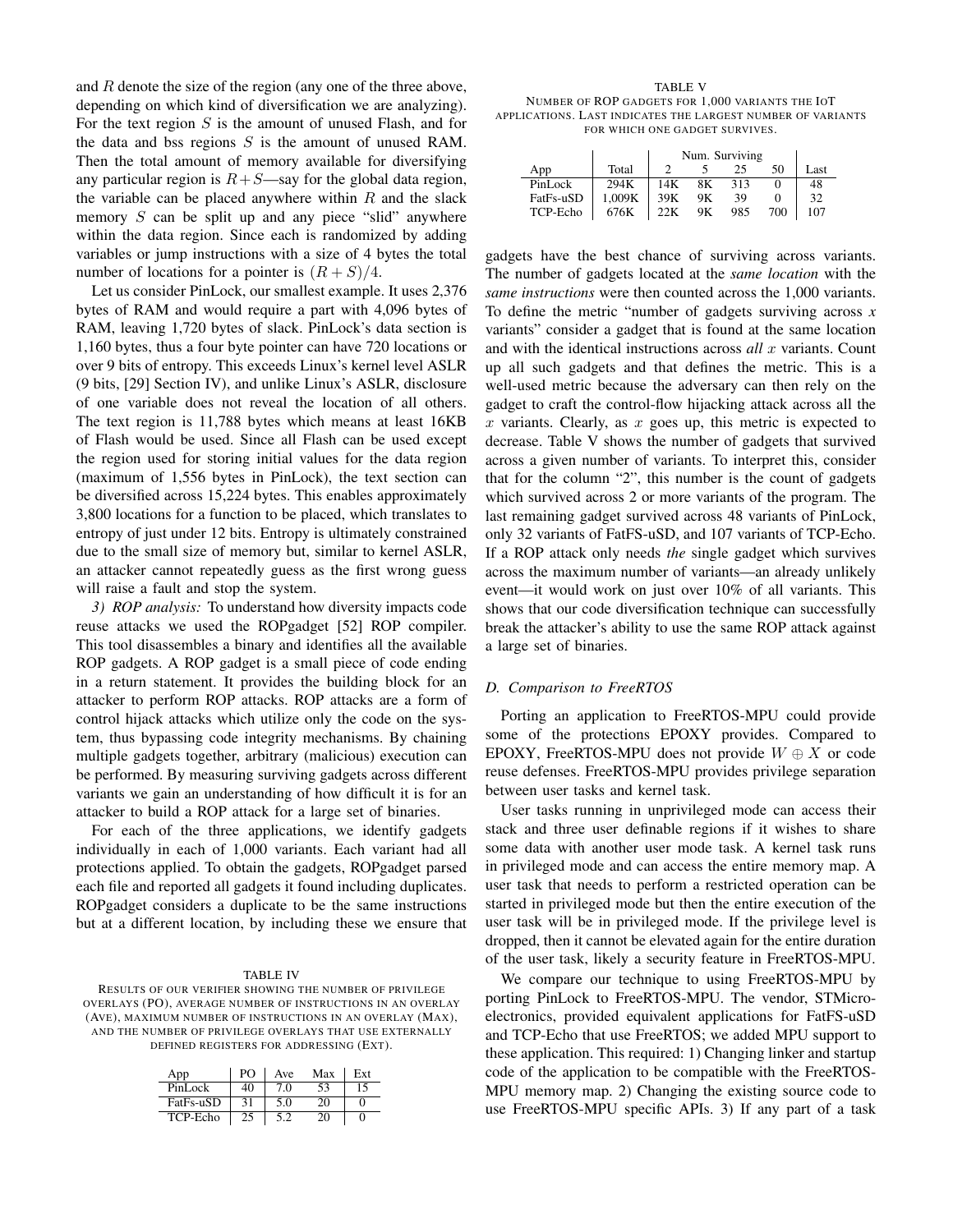and $R$ denote the size of the region (any one of the three above, depending on which kind of diversification we are analyzing). For the text region $S$ is the amount of unused Flash, and for the data and bss regions $S$ is the amount of unused RAM. Then the total amount of memory available for diversifying any particular region is $R+S$—say for the global data region, the variable can be placed anywhere within $R$ and the slack memory $S$ can be split up and any piece "slid" anywhere within the data region. Since each is randomized by adding variables or jump instructions with a size of 4 bytes the total number of locations for a pointer is $(R+S)/4$.

Let us consider PinLock, our smallest example. It uses 2,376 bytes of RAM and would require a part with 4,096 bytes of RAM, leaving 1,720 bytes of slack. PinLock's data section is 1,160 bytes, thus a four byte pointer can have 720 locations or over 9 bits of entropy. This exceeds Linux's kernel level ASLR (9 bits, [29] Section IV), and unlike Linux's ASLR, disclosure of one variable does not reveal the location of all others. The text region is 11,788 bytes which means at least 16KB of Flash would be used. Since all Flash can be used except the region used for storing initial values for the data region (maximum of 1,556 bytes in PinLock), the text section can be diversified across 15,224 bytes. This enables approximately 3,800 locations for a function to be placed, which translates to entropy of just under 12 bits. Entropy is ultimately constrained due to the small size of memory but, similar to kernel ASLR, an attacker cannot repeatedly guess as the first wrong guess will raise a fault and stop the system.

*3) ROP analysis:* To understand how diversity impacts code reuse attacks we used the ROPgadget [52] ROP compiler. This tool disassembles a binary and identifies all the available ROP gadgets. A ROP gadget is a small piece of code ending in a return statement. It provides the building block for an attacker to perform ROP attacks. ROP attacks are a form of control hijack attacks which utilize only the code on the system, thus bypassing code integrity mechanisms. By chaining multiple gadgets together, arbitrary (malicious) execution can be performed. By measuring surviving gadgets across different variants we gain an understanding of how difficult it is for an attacker to build a ROP attack for a large set of binaries.

For each of the three applications, we identify gadgets individually in each of 1,000 variants. Each variant had all protections applied. To obtain the gadgets, ROPgadget parsed each file and reported all gadgets it found including duplicates. ROPgadget considers a duplicate to be the same instructions but at a different location, by including these we ensure that gadgets have the best chance of surviving across variants. The number of gadgets located at the *same location* with the *same instructions* were then counted across the 1,000 variants. To define the metric "number of gadgets surviving across $x$ variants" consider a gadget that is found at the same location and with the identical instructions across *all* $x$ variants. Count up all such gadgets and that defines the metric. This is a well-used metric because the adversary can then rely on the gadget to craft the control-flow hijacking attack across all the $x$ variants. Clearly, as $x$ goes up, this metric is expected to decrease. Table V shows the number of gadgets that survived across a given number of variants. To interpret this, consider that for the column "2", this number is the count of gadgets which survived across 2 or more variants of the program. The last remaining gadget survived across 48 variants of PinLock, only 32 variants of FatFS-uSD, and 107 variants of TCP-Echo. If a ROP attack only needs *the* single gadget which survives across the maximum number of variants—an already unlikely event—it would work on just over 10% of all variants. This shows that our code diversification technique can successfully break the attacker's ability to use the same ROP attack against a large set of binaries.

TABLE IV
RESULTS OF OUR VERIFIER SHOWING THE NUMBER OF PRIVILEGE OVERLAYS (PO), AVERAGE NUMBER OF INSTRUCTIONS IN AN OVERLAY (AVE), MAXIMUM NUMBER OF INSTRUCTIONS IN AN OVERLAY (MAX), AND THE NUMBER OF PRIVILEGE OVERLAYS THAT USE EXTERNALLY DEFINED REGISTERS FOR ADDRESSING (EXT).

| App | PO | Ave | Max | Ext |
|---|---|---|---|---|
| PinLock | 40 | 7.0 | 53 | 15 |
| FatFs-uSD | 31 | 5.0 | 20 | 0 |
| TCP-Echo | 25 | 5.2 | 20 | 0 |

TABLE V
NUMBER OF ROP GADGETS FOR 1,000 VARIANTS THE IOT APPLICATIONS. LAST INDICATES THE LARGEST NUMBER OF VARIANTS FOR WHICH ONE GADGET SURVIVES.

| | | Num. Surviving | | | | |
|---|---|---|---|---|---|---|
| App | Total | 2 | 5 | 25 | 50 | Last |
| PinLock | 294K | 14K | 8K | 313 | 0 | 48 |
| FatFs-uSD | 1,009K | 39K | 9K | 39 | 0 | 32 |
| TCP-Echo | 676K | 22K | 9K | 985 | 700 | 107 |

## D. Comparison to FreeRTOS

Porting an application to FreeRTOS-MPU could provide some of the protections EPOXY provides. Compared to EPOXY, FreeRTOS-MPU does not provide $W \oplus X$ or code reuse defenses. FreeRTOS-MPU provides privilege separation between user tasks and kernel task.

User tasks running in unprivileged mode can access their stack and three user definable regions if it wishes to share some data with another user mode task. A kernel task runs in privileged mode and can access the entire memory map. A user task that needs to perform a restricted operation can be started in privileged mode but then the entire execution of the user task will be in privileged mode. If the privilege level is dropped, then it cannot be elevated again for the entire duration of the user task, likely a security feature in FreeRTOS-MPU.

We compare our technique to using FreeRTOS-MPU by porting PinLock to FreeRTOS-MPU. The vendor, STMicroelectronics, provided equivalent applications for FatFS-uSD and TCP-Echo that use FreeRTOS; we added MPU support to these application. This required: 1) Changing linker and startup code of the application to be compatible with the FreeRTOS-MPU memory map. 2) Changing the existing source code to use FreeRTOS-MPU specific APIs. 3) If any part of a task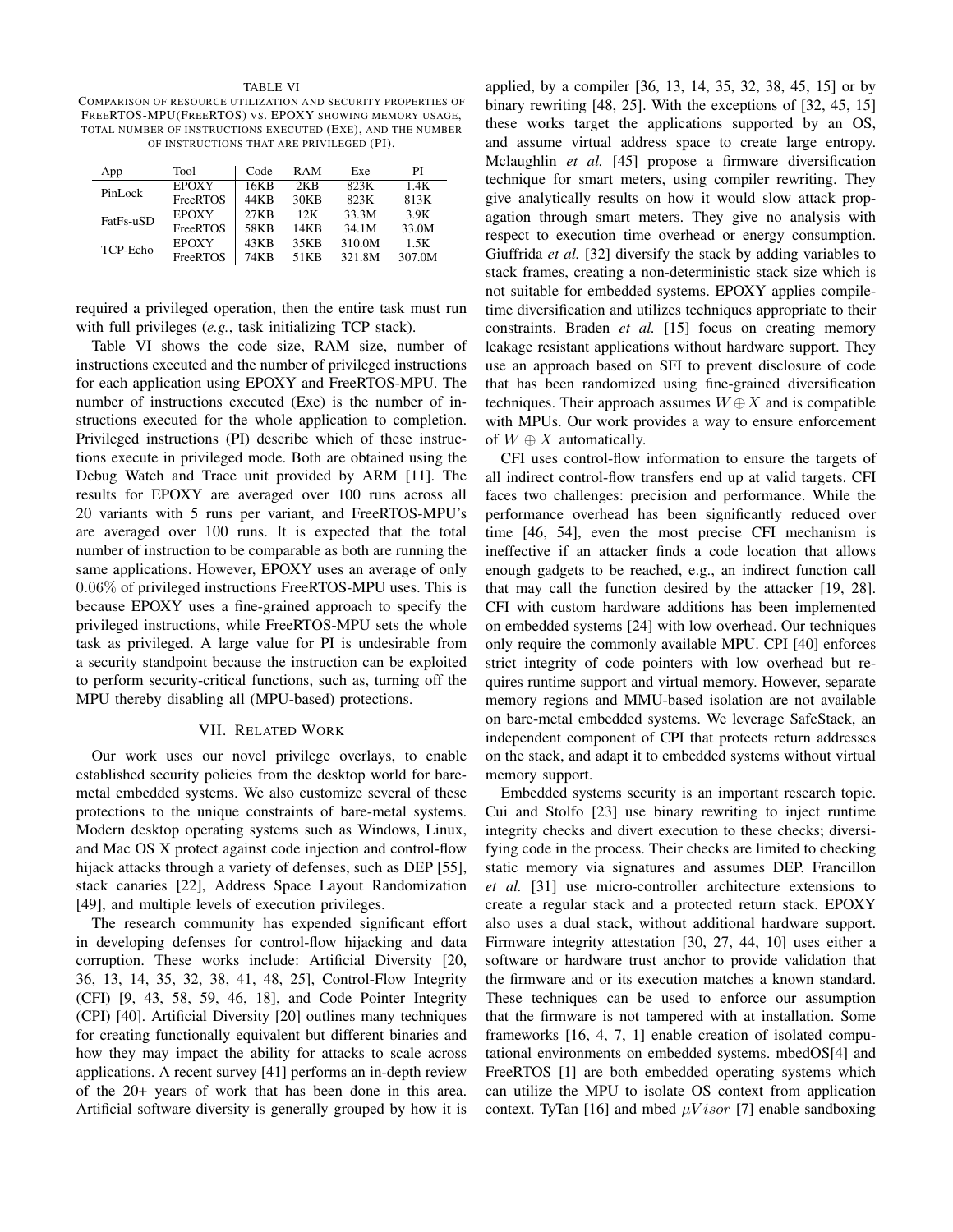TABLE VI

COMPARISON OF RESOURCE UTILIZATION AND SECURITY PROPERTIES OF FREERTOS-MPU(FREERTOS) VS. EPOXY SHOWING MEMORY USAGE, TOTAL NUMBER OF INSTRUCTIONS EXECUTED (EXE), AND THE NUMBER OF INSTRUCTIONS THAT ARE PRIVILEGED (PI).

| App | Tool | Code | RAM | Exe | PI |
|---|---|---|---|---|---|
| PinLock | EPOXY | 16KB | 2KB | 823K | 1.4K |
| | FreeRTOS | 44KB | 30KB | 823K | 813K |
| FatFs-uSD | EPOXY | 27KB | 12K | 33.3M | 3.9K |
| | FreeRTOS | 58KB | 14KB | 34.1M | 33.0M |
| TCP-Echo | EPOXY | 43KB | 35KB | 310.0M | 1.5K |
| | FreeRTOS | 74KB | 51KB | 321.8M | 307.0M |

required a privileged operation, then the entire task must run with full privileges (*e.g.*, task initializing TCP stack).

Table VI shows the code size, RAM size, number of instructions executed and the number of privileged instructions for each application using EPOXY and FreeRTOS-MPU. The number of instructions executed (Exe) is the number of instructions executed for the whole application to completion. Privileged instructions (PI) describe which of these instructions execute in privileged mode. Both are obtained using the Debug Watch and Trace unit provided by ARM [11]. The results for EPOXY are averaged over 100 runs across all 20 variants with 5 runs per variant, and FreeRTOS-MPU's are averaged over 100 runs. It is expected that the total number of instruction to be comparable as both are running the same applications. However, EPOXY uses an average of only $0.06\%$ of privileged instructions FreeRTOS-MPU uses. This is because EPOXY uses a fine-grained approach to specify the privileged instructions, while FreeRTOS-MPU sets the whole task as privileged. A large value for PI is undesirable from a security standpoint because the instruction can be exploited to perform security-critical functions, such as, turning off the MPU thereby disabling all (MPU-based) protections.

## VII. RELATED WORK

Our work uses our novel privilege overlays, to enable established security policies from the desktop world for bare-metal embedded systems. We also customize several of these protections to the unique constraints of bare-metal systems. Modern desktop operating systems such as Windows, Linux, and Mac OS X protect against code injection and control-flow hijack attacks through a variety of defenses, such as DEP [55], stack canaries [22], Address Space Layout Randomization [49], and multiple levels of execution privileges.

The research community has expended significant effort in developing defenses for control-flow hijacking and data corruption. These works include: Artificial Diversity [20, 36, 13, 14, 35, 32, 38, 41, 48, 25], Control-Flow Integrity (CFI) [9, 43, 58, 59, 46, 18], and Code Pointer Integrity (CPI) [40]. Artificial Diversity [20] outlines many techniques for creating functionally equivalent but different binaries and how they may impact the ability for attacks to scale across applications. A recent survey [41] performs an in-depth review of the 20+ years of work that has been done in this area. Artificial software diversity is generally grouped by how it is applied, by a compiler [36, 13, 14, 35, 32, 38, 45, 15] or by binary rewriting [48, 25]. With the exceptions of [32, 45, 15] these works target the applications supported by an OS, and assume virtual address space to create large entropy. Mclaughlin *et al.* [45] propose a firmware diversification technique for smart meters, using compiler rewriting. They give analytically results on how it would slow attack propagation through smart meters. They give no analysis with respect to execution time overhead or energy consumption. Giuffrida *et al.* [32] diversify the stack by adding variables to stack frames, creating a non-deterministic stack size which is not suitable for embedded systems. EPOXY applies compile-time diversification and utilizes techniques appropriate to their constraints. Braden *et al.* [15] focus on creating memory leakage resistant applications without hardware support. They use an approach based on SFI to prevent disclosure of code that has been randomized using fine-grained diversification techniques. Their approach assumes $W \oplus X$ and is compatible with MPUs. Our work provides a way to ensure enforcement of $W \oplus X$ automatically.

CFI uses control-flow information to ensure the targets of all indirect control-flow transfers end up at valid targets. CFI faces two challenges: precision and performance. While the performance overhead has been significantly reduced over time [46, 54], even the most precise CFI mechanism is ineffective if an attacker finds a code location that allows enough gadgets to be reached, e.g., an indirect function call that may call the function desired by the attacker [19, 28]. CFI with custom hardware additions has been implemented on embedded systems [24] with low overhead. Our techniques only require the commonly available MPU. CPI [40] enforces strict integrity of code pointers with low overhead but requires runtime support and virtual memory. However, separate memory regions and MMU-based isolation are not available on bare-metal embedded systems. We leverage SafeStack, an independent component of CPI that protects return addresses on the stack, and adapt it to embedded systems without virtual memory support.

Embedded systems security is an important research topic. Cui and Stolfo [23] use binary rewriting to inject runtime integrity checks and divert execution to these checks; diversifying code in the process. Their checks are limited to checking static memory via signatures and assumes DEP. Francillon *et al.* [31] use micro-controller architecture extensions to create a regular stack and a protected return stack. EPOXY also uses a dual stack, without additional hardware support. Firmware integrity attestation [30, 27, 44, 10] uses either a software or hardware trust anchor to provide validation that the firmware and or its execution matches a known standard. These techniques can be used to enforce our assumption that the firmware is not tampered with at installation. Some frameworks [16, 4, 7, 1] enable creation of isolated computational environments on embedded systems. mbedOS[4] and FreeRTOS [1] are both embedded operating systems which can utilize the MPU to isolate OS context from application context. TyTan [16] and mbed $\mu Visor$ [7] enable sandboxing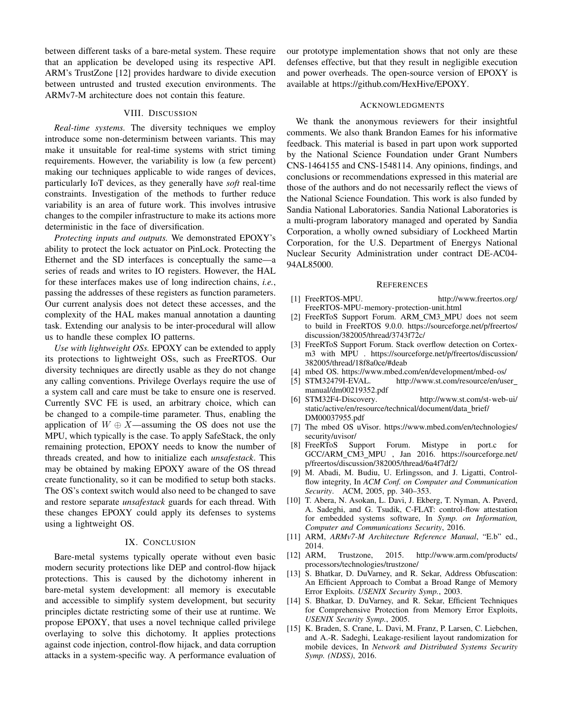between different tasks of a bare-metal system. These require that an application be developed using its respective API. ARM's TrustZone [12] provides hardware to divide execution between untrusted and trusted execution environments. The ARMv7-M architecture does not contain this feature.

## VIII. Discussion

*Real-time systems.* The diversity techniques we employ introduce some non-determinism between variants. This may make it unsuitable for real-time systems with strict timing requirements. However, the variability is low (a few percent) making our techniques applicable to wide ranges of devices, particularly IoT devices, as they generally have *soft* real-time constraints. Investigation of the methods to further reduce variability is an area of future work. This involves intrusive changes to the compiler infrastructure to make its actions more deterministic in the face of diversification.

*Protecting inputs and outputs.* We demonstrated EPOXY's ability to protect the lock actuator on PinLock. Protecting the Ethernet and the SD interfaces is conceptually the same—a series of reads and writes to IO registers. However, the HAL for these interfaces makes use of long indirection chains, *i.e.*, passing the addresses of these registers as function parameters. Our current analysis does not detect these accesses, and the complexity of the HAL makes manual annotation a daunting task. Extending our analysis to be inter-procedural will allow us to handle these complex IO patterns.

*Use with lightweight OSs.* EPOXY can be extended to apply its protections to lightweight OSs, such as FreeRTOS. Our diversity techniques are directly usable as they do not change any calling conventions. Privilege Overlays require the use of a system call and care must be take to ensure one is reserved. Currently SVC FE is used, an arbitrary choice, which can be changed to a compile-time parameter. Thus, enabling the application of $W \oplus X$—assuming the OS does not use the MPU, which typically is the case. To apply SafeStack, the only remaining protection, EPOXY needs to know the number of threads created, and how to initialize each *unsafestack*. This may be obtained by making EPOXY aware of the OS thread create functionality, so it can be modified to setup both stacks. The OS's context switch would also need to be changed to save and restore separate *unsafestack* guards for each thread. With these changes EPOXY could apply its defenses to systems using a lightweight OS.

## IX. Conclusion

Bare-metal systems typically operate without even basic modern security protections like DEP and control-flow hijack protections. This is caused by the dichotomy inherent in bare-metal system development: all memory is executable and accessible to simplify system development, but security principles dictate restricting some of their use at runtime. We propose EPOXY, that uses a novel technique called privilege overlaying to solve this dichotomy. It applies protections against code injection, control-flow hijack, and data corruption attacks in a system-specific way. A performance evaluation of our prototype implementation shows that not only are these defenses effective, but that they result in negligible execution and power overheads. The open-source version of EPOXY is available at https://github.com/HexHive/EPOXY.

## Acknowledgments

We thank the anonymous reviewers for their insightful comments. We also thank Brandon Eames for his informative feedback. This material is based in part upon work supported by the National Science Foundation under Grant Numbers CNS-1464155 and CNS-1548114. Any opinions, findings, and conclusions or recommendations expressed in this material are those of the authors and do not necessarily reflect the views of the National Science Foundation. This work is also funded by Sandia National Laboratories. Sandia National Laboratories is a multi-program laboratory managed and operated by Sandia Corporation, a wholly owned subsidiary of Lockheed Martin Corporation, for the U.S. Department of Energys National Nuclear Security Administration under contract DE-AC04-94AL85000.

## References

[1] FreeRTOS-MPU. http://www.freertos.org/FreeRTOS-MPU-memory-protection-unit.html

[2] FreeRToS Support Forum. ARM_CM3_MPU does not seem to build in FreeRTOS 9.0.0. https://sourceforge.net/p/freertos/discussion/382005/thread/3743f72c/

[3] FreeRToS Support Forum. Stack overflow detection on Cortex-m3 with MPU . https://sourceforge.net/p/freertos/discussion/382005/thread/18f8a0ce/#deab

[4] mbed OS. https://www.mbed.com/en/development/mbed-os/

[5] STM32479I-EVAL. http://www.st.com/resource/en/user_manual/dm00219352.pdf

[6] STM32F4-Discovery. http://www.st.com/st-web-ui/static/active/en/resource/technical/document/data_brief/DM00037955.pdf

[7] The mbed OS uVisor. https://www.mbed.com/en/technologies/security/uvisor/

[8] FreeRToS Support Forum. Mistype in port.c for GCC/ARM_CM3_MPU , Jan 2016. https://sourceforge.net/p/freertos/discussion/382005/thread/6a4f7df2/

[9] M. Abadi, M. Budiu, U. Erlingsson, and J. Ligatti, Control-flow integrity, In *ACM Conf. on Computer and Communication Security*. ACM, 2005, pp. 340–353.

[10] T. Abera, N. Asokan, L. Davi, J. Ekberg, T. Nyman, A. Paverd, A. Sadeghi, and G. Tsudik, C-FLAT: control-flow attestation for embedded systems software, In *Symp. on Information, Computer and Communications Security*, 2016.

[11] ARM, *ARMv7-M Architecture Reference Manual*, "E.b" ed., 2014.

[12] ARM, Trustzone, 2015. http://www.arm.com/products/processors/technologies/trustzone/

[13] S. Bhatkar, D. DuVarney, and R. Sekar, Address Obfuscation: An Efficient Approach to Combat a Broad Range of Memory Error Exploits. *USENIX Security Symp.*, 2003.

[14] S. Bhatkar, D. DuVarney, and R. Sekar, Efficient Techniques for Comprehensive Protection from Memory Error Exploits, *USENIX Security Symp.*, 2005.

[15] K. Braden, S. Crane, L. Davi, M. Franz, P. Larsen, C. Liebchen, and A.-R. Sadeghi, Leakage-resilient layout randomization for mobile devices, In *Network and Distributed Systems Security Symp. (NDSS)*, 2016.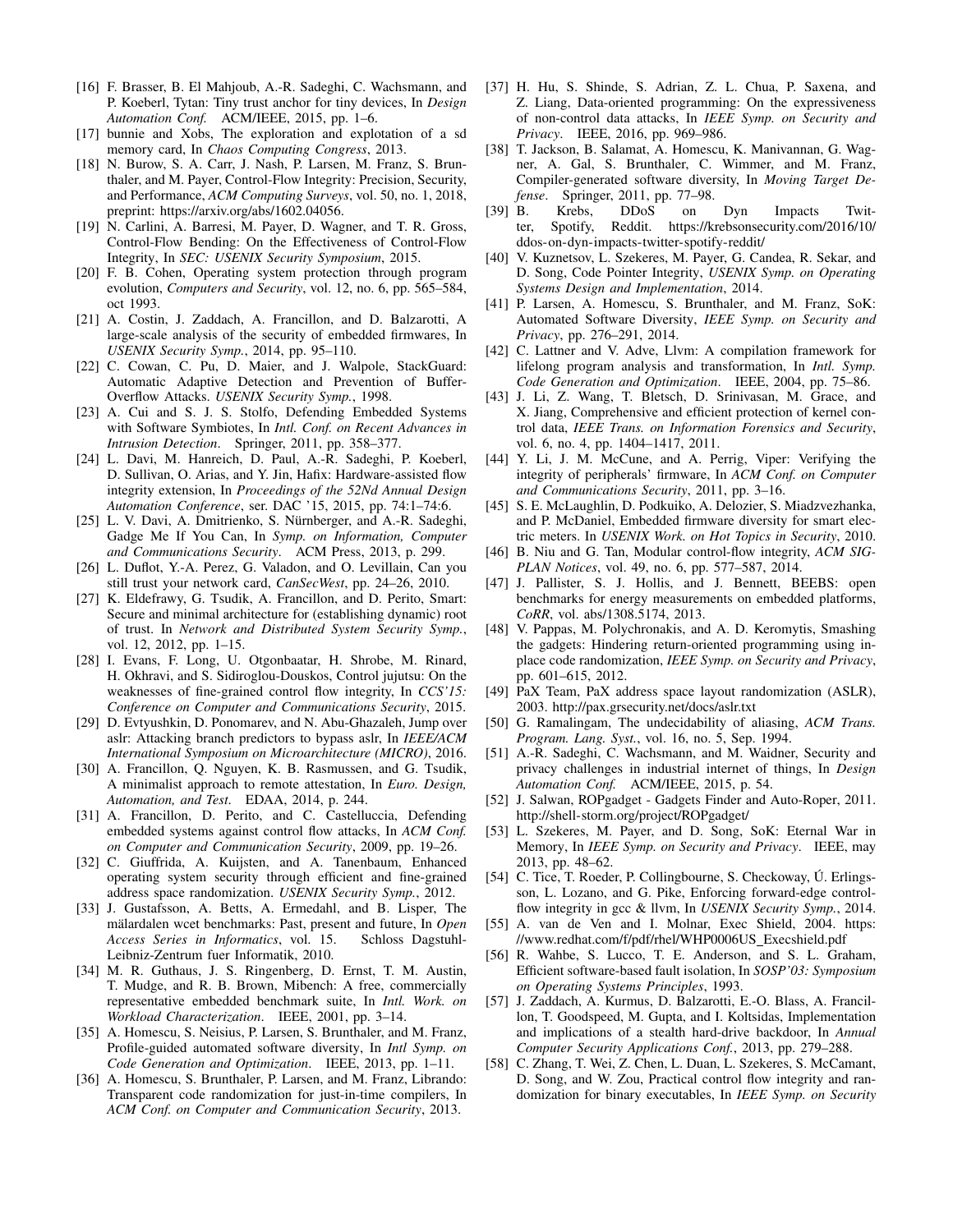[16] F. Brasser, B. El Mahjoub, A.-R. Sadeghi, C. Wachsmann, and P. Koeberl, Tytan: Tiny trust anchor for tiny devices, In *Design Automation Conf.* ACM/IEEE, 2015, pp. 1–6.

[17] bunnie and Xobs, The exploration and explotation of a sd memory card, In *Chaos Computing Congress*, 2013.

[18] N. Burow, S. A. Carr, J. Nash, P. Larsen, M. Franz, S. Brunthaler, and M. Payer, Control-Flow Integrity: Precision, Security, and Performance, *ACM Computing Surveys*, vol. 50, no. 1, 2018, preprint: https://arxiv.org/abs/1602.04056.

[19] N. Carlini, A. Barresi, M. Payer, D. Wagner, and T. R. Gross, Control-Flow Bending: On the Effectiveness of Control-Flow Integrity, In *SEC: USENIX Security Symposium*, 2015.

[20] F. B. Cohen, Operating system protection through program evolution, *Computers and Security*, vol. 12, no. 6, pp. 565–584, oct 1993.

[21] A. Costin, J. Zaddach, A. Francillon, and D. Balzarotti, A large-scale analysis of the security of embedded firmwares, In *USENIX Security Symp.*, 2014, pp. 95–110.

[22] C. Cowan, C. Pu, D. Maier, and J. Walpole, StackGuard: Automatic Adaptive Detection and Prevention of Buffer-Overflow Attacks. *USENIX Security Symp.*, 1998.

[23] A. Cui and S. J. S. Stolfo, Defending Embedded Systems with Software Symbiotes, In *Intl. Conf. on Recent Advances in Intrusion Detection*. Springer, 2011, pp. 358–377.

[24] L. Davi, M. Hanreich, D. Paul, A.-R. Sadeghi, P. Koeberl, D. Sullivan, O. Arias, and Y. Jin, Hafix: Hardware-assisted flow integrity extension, In *Proceedings of the 52Nd Annual Design Automation Conference*, ser. DAC '15, 2015, pp. 74:1–74:6.

[25] L. V. Davi, A. Dmitrienko, S. Nürnberger, and A.-R. Sadeghi, Gadge Me If You Can, In *Symp. on Information, Computer and Communications Security*. ACM Press, 2013, p. 299.

[26] L. Duflot, Y.-A. Perez, G. Valadon, and O. Levillain, Can you still trust your network card, *CanSecWest*, pp. 24–26, 2010.

[27] K. Eldefrawy, G. Tsudik, A. Francillon, and D. Perito, Smart: Secure and minimal architecture for (establishing dynamic) root of trust. In *Network and Distributed System Security Symp.*, vol. 12, 2012, pp. 1–15.

[28] I. Evans, F. Long, U. Otgonbaatar, H. Shrobe, M. Rinard, H. Okhravi, and S. Sidiroglou-Douskos, Control jujutsu: On the weaknesses of fine-grained control flow integrity, In *CCS'15: Conference on Computer and Communications Security*, 2015.

[29] D. Evtyushkin, D. Ponomarev, and N. Abu-Ghazaleh, Jump over aslr: Attacking branch predictors to bypass aslr, In *IEEE/ACM International Symposium on Microarchitecture (MICRO)*, 2016.

[30] A. Francillon, Q. Nguyen, K. B. Rasmussen, and G. Tsudik, A minimalist approach to remote attestation, In *Euro. Design, Automation, and Test*. EDAA, 2014, p. 244.

[31] A. Francillon, D. Perito, and C. Castelluccia, Defending embedded systems against control flow attacks, In *ACM Conf. on Computer and Communication Security*, 2009, pp. 19–26.

[32] C. Giuffrida, A. Kuijsten, and A. Tanenbaum, Enhanced operating system security through efficient and fine-grained address space randomization. *USENIX Security Symp.*, 2012.

[33] J. Gustafsson, A. Betts, A. Ermedahl, and B. Lisper, The mälardalen wcet benchmarks: Past, present and future, In *Open Access Series in Informatics*, vol. 15. Schloss Dagstuhl-Leibniz-Zentrum fuer Informatik, 2010.

[34] M. R. Guthaus, J. S. Ringenberg, D. Ernst, T. M. Austin, T. Mudge, and R. B. Brown, Mibench: A free, commercially representative embedded benchmark suite, In *Intl. Work. on Workload Characterization*. IEEE, 2001, pp. 3–14.

[35] A. Homescu, S. Neisius, P. Larsen, S. Brunthaler, and M. Franz, Profile-guided automated software diversity, In *Intl Symp. on Code Generation and Optimization*. IEEE, 2013, pp. 1–11.

[36] A. Homescu, S. Brunthaler, P. Larsen, and M. Franz, Librando: Transparent code randomization for just-in-time compilers, In *ACM Conf. on Computer and Communication Security*, 2013.

[37] H. Hu, S. Shinde, S. Adrian, Z. L. Chua, P. Saxena, and Z. Liang, Data-oriented programming: On the expressiveness of non-control data attacks, In *IEEE Symp. on Security and Privacy*. IEEE, 2016, pp. 969–986.

[38] T. Jackson, B. Salamat, A. Homescu, K. Manivannan, G. Wagner, A. Gal, S. Brunthaler, C. Wimmer, and M. Franz, Compiler-generated software diversity, In *Moving Target Defense*. Springer, 2011, pp. 77–98.

[39] B. Krebs, DDoS on Dyn Impacts Twitter, Spotify, Reddit. https://krebsonsecurity.com/2016/10/ddos-on-dyn-impacts-twitter-spotify-reddit/

[40] V. Kuznetsov, L. Szekeres, M. Payer, G. Candea, R. Sekar, and D. Song, Code Pointer Integrity, *USENIX Symp. on Operating Systems Design and Implementation*, 2014.

[41] P. Larsen, A. Homescu, S. Brunthaler, and M. Franz, SoK: Automated Software Diversity, *IEEE Symp. on Security and Privacy*, pp. 276–291, 2014.

[42] C. Lattner and V. Adve, Llvm: A compilation framework for lifelong program analysis and transformation, In *Intl. Symp. Code Generation and Optimization*. IEEE, 2004, pp. 75–86.

[43] J. Li, Z. Wang, T. Bletsch, D. Srinivasan, M. Grace, and X. Jiang, Comprehensive and efficient protection of kernel control data, *IEEE Trans. on Information Forensics and Security*, vol. 6, no. 4, pp. 1404–1417, 2011.

[44] Y. Li, J. M. McCune, and A. Perrig, Viper: Verifying the integrity of peripherals' firmware, In *ACM Conf. on Computer and Communications Security*, 2011, pp. 3–16.

[45] S. E. McLaughlin, D. Podkuiko, A. Delozier, S. Miadzvezhanka, and P. McDaniel, Embedded firmware diversity for smart electric meters. In *USENIX Work. on Hot Topics in Security*, 2010.

[46] B. Niu and G. Tan, Modular control-flow integrity, *ACM SIGPLAN Notices*, vol. 49, no. 6, pp. 577–587, 2014.

[47] J. Pallister, S. J. Hollis, and J. Bennett, BEEBS: open benchmarks for energy measurements on embedded platforms, *CoRR*, vol. abs/1308.5174, 2013.

[48] V. Pappas, M. Polychronakis, and A. D. Keromytis, Smashing the gadgets: Hindering return-oriented programming using inplace code randomization, *IEEE Symp. on Security and Privacy*, pp. 601–615, 2012.

[49] PaX Team, PaX address space layout randomization (ASLR), 2003. http://pax.grsecurity.net/docs/aslr.txt

[50] G. Ramalingam, The undecidability of aliasing, *ACM Trans. Program. Lang. Syst.*, vol. 16, no. 5, Sep. 1994.

[51] A.-R. Sadeghi, C. Wachsmann, and M. Waidner, Security and privacy challenges in industrial internet of things, In *Design Automation Conf.* ACM/IEEE, 2015, p. 54.

[52] J. Salwan, ROPgadget - Gadgets Finder and Auto-Roper, 2011. http://shell-storm.org/project/ROPgadget/

[53] L. Szekeres, M. Payer, and D. Song, SoK: Eternal War in Memory, In *IEEE Symp. on Security and Privacy*. IEEE, may 2013, pp. 48–62.

[54] C. Tice, T. Roeder, P. Collingbourne, S. Checkoway, Ú. Erlingsson, L. Lozano, and G. Pike, Enforcing forward-edge control-flow integrity in gcc & llvm, In *USENIX Security Symp.*, 2014.

[55] A. van de Ven and I. Molnar, Exec Shield, 2004. https://www.redhat.com/f/pdf/rhel/WHP0006US_Execshield.pdf

[56] R. Wahbe, S. Lucco, T. E. Anderson, and S. L. Graham, Efficient software-based fault isolation, In *SOSP'03: Symposium on Operating Systems Principles*, 1993.

[57] J. Zaddach, A. Kurmus, D. Balzarotti, E.-O. Blass, A. Francillon, T. Goodspeed, M. Gupta, and I. Koltsidas, Implementation and implications of a stealth hard-drive backdoor, In *Annual Computer Security Applications Conf.*, 2013, pp. 279–288.

[58] C. Zhang, T. Wei, Z. Chen, L. Duan, L. Szekeres, S. McCamant, D. Song, and W. Zou, Practical control flow integrity and randomization for binary executables, In *IEEE Symp. on Security*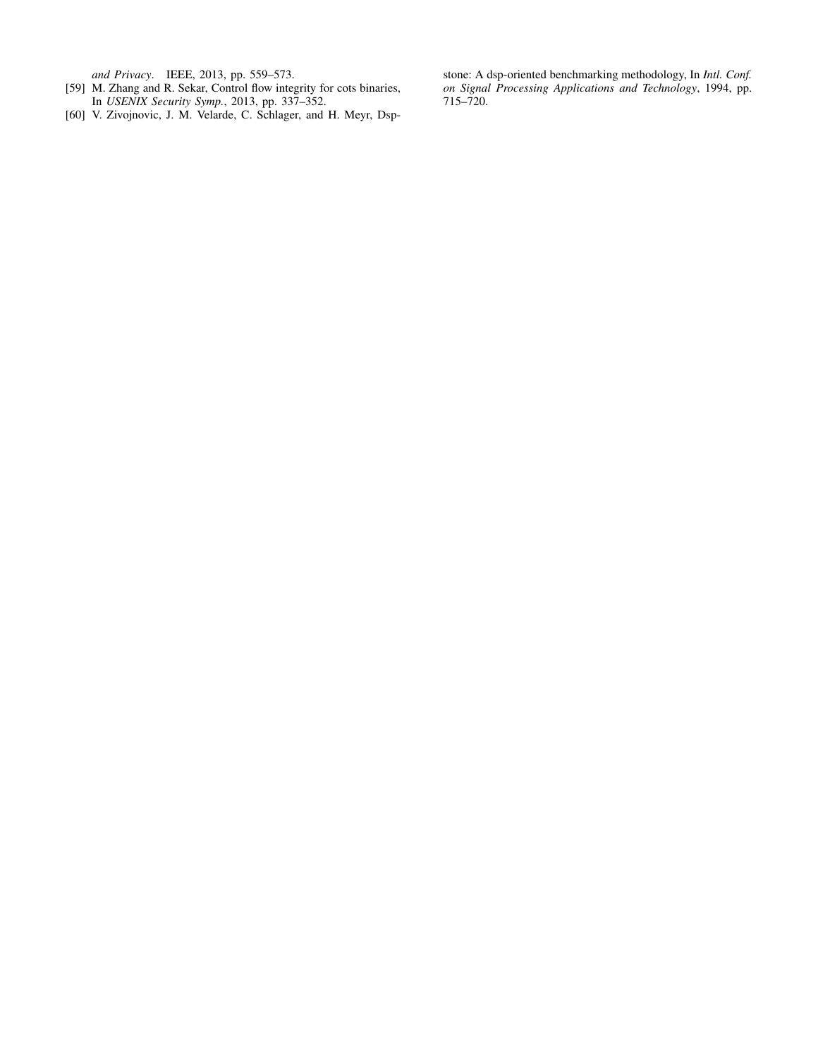*and Privacy*. IEEE, 2013, pp. 559–573.

[59] M. Zhang and R. Sekar, Control flow integrity for cots binaries, In *USENIX Security Symp.*, 2013, pp. 337–352.

[60] V. Zivojnovic, J. M. Velarde, C. Schlager, and H. Meyr, Dsp-stone: A dsp-oriented benchmarking methodology, In *Intl. Conf. on Signal Processing Applications and Technology*, 1994, pp. 715–720.